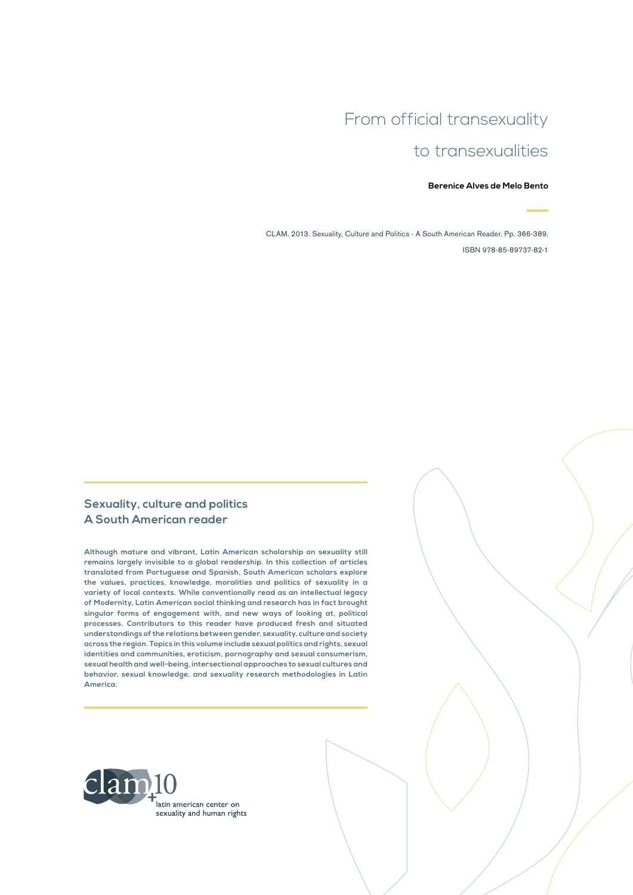# From official transexuality to transexualities

**Berenice Alves de Melo Bento**

CLAM. 2013. Sexuality, Culture and Politics - A South American Reader. Pp. 366-389.

ISBN 978-85-89737-82-1

## Sexuality, culture and politics
## A South American reader

**Although mature and vibrant, Latin American scholarship on sexuality still remains largely invisible to a global readership. In this collection of articles translated from Portuguese and Spanish, South American scholars explore the values, practices, knowledge, moralities and politics of sexuality in a variety of local contexts. While conventionally read as an intellectual legacy of Modernity, Latin American social thinking and research has in fact brought singular forms of engagement with, and new ways of looking at, political processes. Contributors to this reader have produced fresh and situated understandings of the relations between gender, sexuality, culture and society across the region. Topics in this volume include sexual politics and rights, sexual identities and communities, eroticism, pornography and sexual consumerism, sexual health and well-being, intersectional approaches to sexual cultures and behavior, sexual knowledge, and sexuality research methodologies in Latin America.**

clam +10

latin american center on sexuality and human rights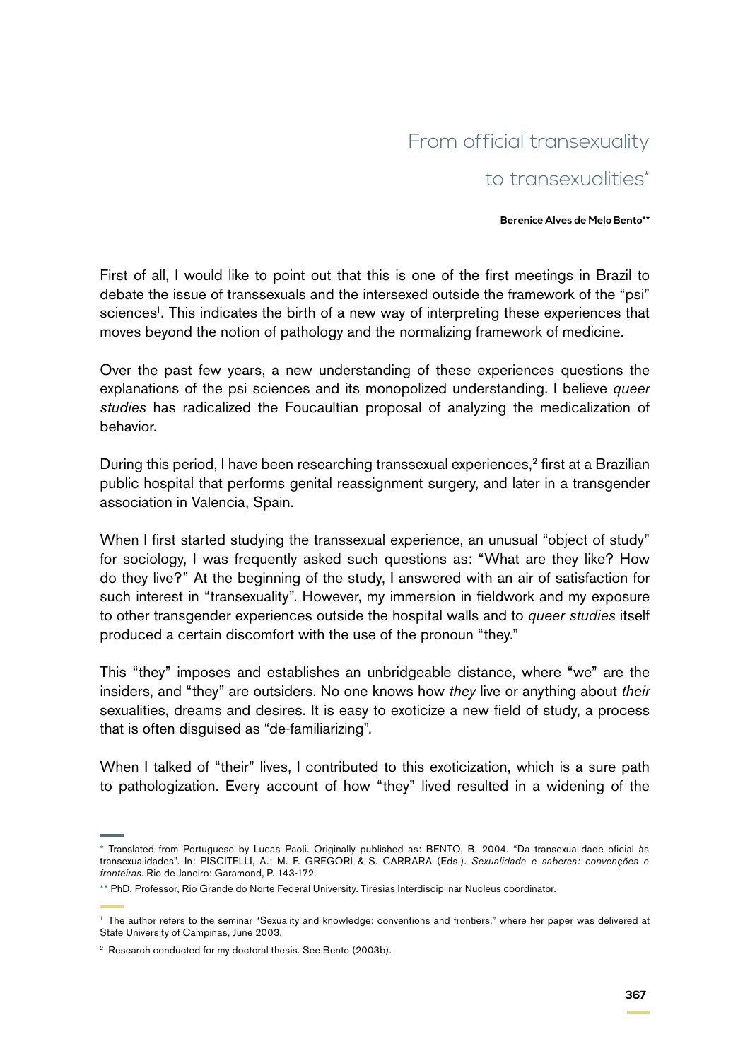# From official transexuality to transexualities*

**Berenice Alves de Melo Bento****

First of all, I would like to point out that this is one of the first meetings in Brazil to debate the issue of transsexuals and the intersexed outside the framework of the "psi" sciences[1]. This indicates the birth of a new way of interpreting these experiences that moves beyond the notion of pathology and the normalizing framework of medicine.

Over the past few years, a new understanding of these experiences questions the explanations of the psi sciences and its monopolized understanding. I believe *queer studies* has radicalized the Foucaultian proposal of analyzing the medicalization of behavior.

During this period, I have been researching transsexual experiences,[2] first at a Brazilian public hospital that performs genital reassignment surgery, and later in a transgender association in Valencia, Spain.

When I first started studying the transsexual experience, an unusual "object of study" for sociology, I was frequently asked such questions as: "What are they like? How do they live?" At the beginning of the study, I answered with an air of satisfaction for such interest in "transexuality". However, my immersion in fieldwork and my exposure to other transgender experiences outside the hospital walls and to *queer studies* itself produced a certain discomfort with the use of the pronoun "they."

This "they" imposes and establishes an unbridgeable distance, where "we" are the insiders, and "they" are outsiders. No one knows how *they* live or anything about *their* sexualities, dreams and desires. It is easy to exoticize a new field of study, a process that is often disguised as "de-familiarizing".

When I talked of "their" lives, I contributed to this exoticization, which is a sure path to pathologization. Every account of how "they" lived resulted in a widening of the

---

\* Translated from Portuguese by Lucas Paoli. Originally published as: BENTO, B. 2004. "Da transexualidade oficial às transexualidades". In: PISCITELLI, A.; M. F. GREGORI & S. CARRARA (Eds.). *Sexualidade e saberes: convenções e fronteiras*. Rio de Janeiro: Garamond, P. 143-172.

\*\* PhD. Professor, Rio Grande do Norte Federal University. Tirésias Interdisciplinar Nucleus coordinator.

[1] The author refers to the seminar "Sexuality and knowledge: conventions and frontiers," where her paper was delivered at State University of Campinas, June 2003.

[2] Research conducted for my doctoral thesis. See Bento (2003b).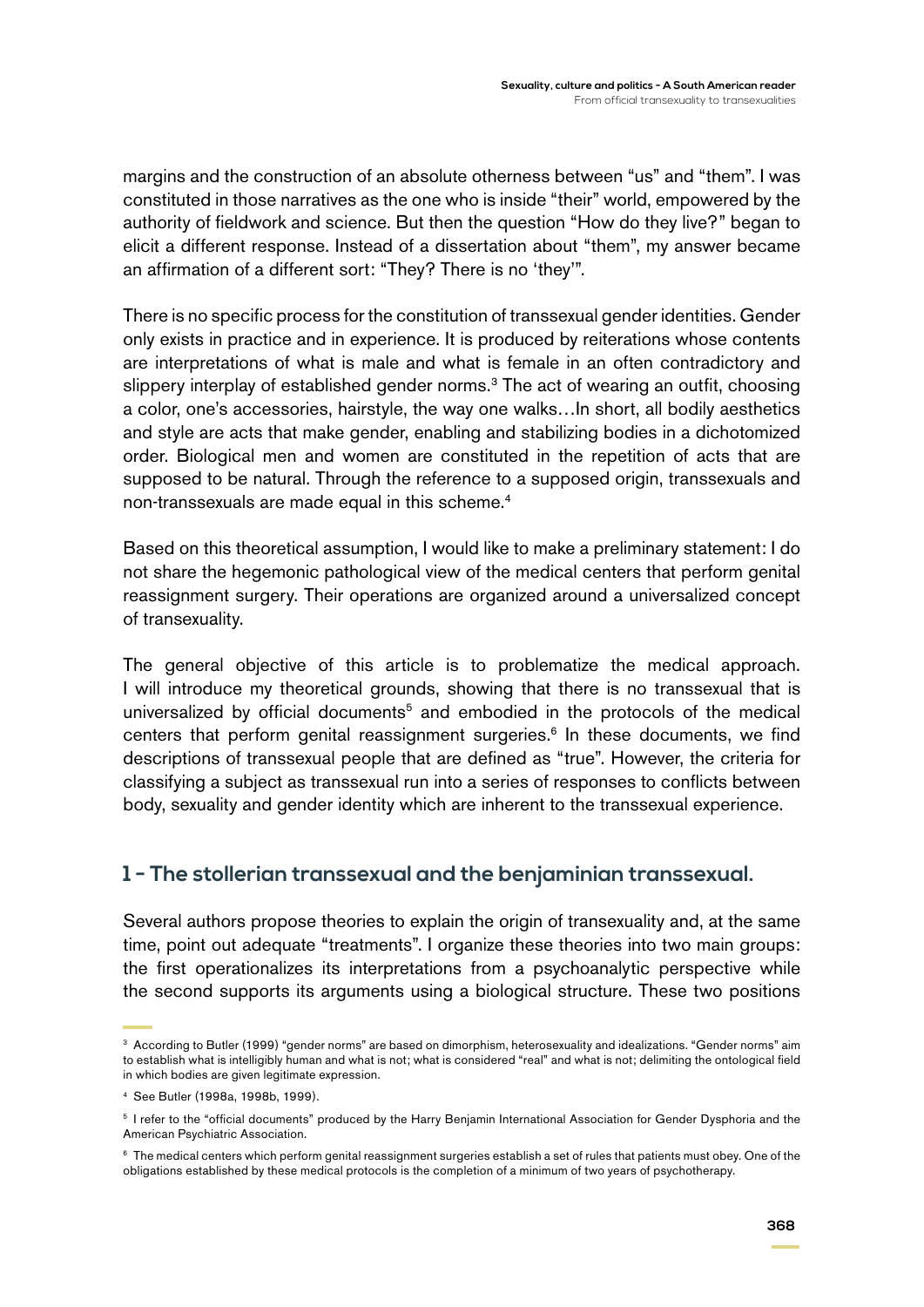margins and the construction of an absolute otherness between "us" and "them". I was constituted in those narratives as the one who is inside "their" world, empowered by the authority of fieldwork and science. But then the question "How do they live?" began to elicit a different response. Instead of a dissertation about "them", my answer became an affirmation of a different sort: "They? There is no 'they'".

There is no specific process for the constitution of transsexual gender identities. Gender only exists in practice and in experience. It is produced by reiterations whose contents are interpretations of what is male and what is female in an often contradictory and slippery interplay of established gender norms.[3] The act of wearing an outfit, choosing a color, one's accessories, hairstyle, the way one walks…In short, all bodily aesthetics and style are acts that make gender, enabling and stabilizing bodies in a dichotomized order. Biological men and women are constituted in the repetition of acts that are supposed to be natural. Through the reference to a supposed origin, transsexuals and non-transsexuals are made equal in this scheme.[4]

Based on this theoretical assumption, I would like to make a preliminary statement: I do not share the hegemonic pathological view of the medical centers that perform genital reassignment surgery. Their operations are organized around a universalized concept of transexuality.

The general objective of this article is to problematize the medical approach. I will introduce my theoretical grounds, showing that there is no transsexual that is universalized by official documents[5] and embodied in the protocols of the medical centers that perform genital reassignment surgeries.[6] In these documents, we find descriptions of transsexual people that are defined as "true". However, the criteria for classifying a subject as transsexual run into a series of responses to conflicts between body, sexuality and gender identity which are inherent to the transsexual experience.

## 1 - The stollerian transsexual and the benjaminian transsexual.

Several authors propose theories to explain the origin of transexuality and, at the same time, point out adequate "treatments". I organize these theories into two main groups: the first operationalizes its interpretations from a psychoanalytic perspective while the second supports its arguments using a biological structure. These two positions

---

[3] According to Butler (1999) "gender norms" are based on dimorphism, heterosexuality and idealizations. "Gender norms" aim to establish what is intelligibly human and what is not; what is considered "real" and what is not; delimiting the ontological field in which bodies are given legitimate expression.

[4] See Butler (1998a, 1998b, 1999).

[5] I refer to the "official documents" produced by the Harry Benjamin International Association for Gender Dysphoria and the American Psychiatric Association.

[6] The medical centers which perform genital reassignment surgeries establish a set of rules that patients must obey. One of the obligations established by these medical protocols is the completion of a minimum of two years of psychotherapy.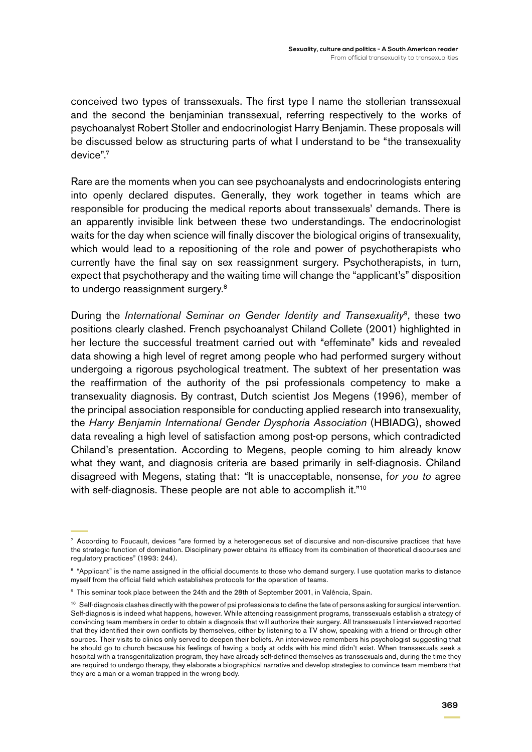conceived two types of transsexuals. The first type I name the stollerian transsexual and the second the benjaminian transsexual, referring respectively to the works of psychoanalyst Robert Stoller and endocrinologist Harry Benjamin. These proposals will be discussed below as structuring parts of what I understand to be "the transexuality device".[7]

Rare are the moments when you can see psychoanalysts and endocrinologists entering into openly declared disputes. Generally, they work together in teams which are responsible for producing the medical reports about transsexuals' demands. There is an apparently invisible link between these two understandings. The endocrinologist waits for the day when science will finally discover the biological origins of transexuality, which would lead to a repositioning of the role and power of psychotherapists who currently have the final say on sex reassignment surgery. Psychotherapists, in turn, expect that psychotherapy and the waiting time will change the "applicant's" disposition to undergo reassignment surgery.[8]

During the *International Seminar on Gender Identity and Transexuality*[9], these two positions clearly clashed. French psychoanalyst Chiland Collete (2001) highlighted in her lecture the successful treatment carried out with "effeminate" kids and revealed data showing a high level of regret among people who had performed surgery without undergoing a rigorous psychological treatment. The subtext of her presentation was the reaffirmation of the authority of the psi professionals competency to make a transexuality diagnosis. By contrast, Dutch scientist Jos Megens (1996), member of the principal association responsible for conducting applied research into transexuality, the *Harry Benjamin International Gender Dysphoria Association* (HBIADG), showed data revealing a high level of satisfaction among post-op persons, which contradicted Chiland's presentation. According to Megens, people coming to him already know what they want, and diagnosis criteria are based primarily in self-diagnosis. Chiland disagreed with Megens, stating that: "It is unacceptable, nonsense, f*or you to* agree with self-diagnosis. These people are not able to accomplish it."[10]

---

[7] According to Foucault, devices "are formed by a heterogeneous set of discursive and non-discursive practices that have the strategic function of domination. Disciplinary power obtains its efficacy from its combination of theoretical discourses and regulatory practices" (1993: 244).

[8] "Applicant" is the name assigned in the official documents to those who demand surgery. I use quotation marks to distance myself from the official field which establishes protocols for the operation of teams.

[9] This seminar took place between the 24th and the 28th of September 2001, in Valência, Spain.

[10] Self-diagnosis clashes directly with the power of psi professionals to define the fate of persons asking for surgical intervention. Self-diagnosis is indeed what happens, however. While attending reassignment programs, transsexuals establish a strategy of convincing team members in order to obtain a diagnosis that will authorize their surgery. All transsexuals I interviewed reported that they identified their own conflicts by themselves, either by listening to a TV show, speaking with a friend or through other sources. Their visits to clinics only served to deepen their beliefs. An interviewee remembers his psychologist suggesting that he should go to church because his feelings of having a body at odds with his mind didn't exist. When transsexuals seek a hospital with a transgenitalization program, they have already self-defined themselves as transsexuals and, during the time they are required to undergo therapy, they elaborate a biographical narrative and develop strategies to convince team members that they are a man or a woman trapped in the wrong body.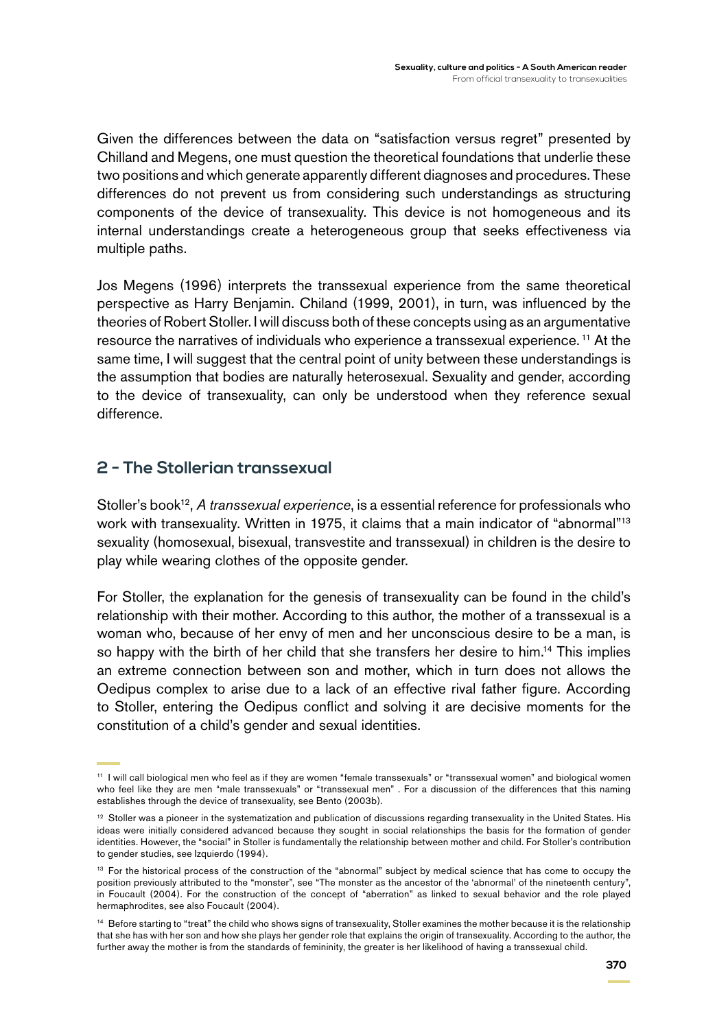Given the differences between the data on "satisfaction versus regret" presented by Chilland and Megens, one must question the theoretical foundations that underlie these two positions and which generate apparently different diagnoses and procedures. These differences do not prevent us from considering such understandings as structuring components of the device of transexuality. This device is not homogeneous and its internal understandings create a heterogeneous group that seeks effectiveness via multiple paths.

Jos Megens (1996) interprets the transsexual experience from the same theoretical perspective as Harry Benjamin. Chiland (1999, 2001), in turn, was influenced by the theories of Robert Stoller. I will discuss both of these concepts using as an argumentative resource the narratives of individuals who experience a transsexual experience. [11] At the same time, I will suggest that the central point of unity between these understandings is the assumption that bodies are naturally heterosexual. Sexuality and gender, according to the device of transexuality, can only be understood when they reference sexual difference.

## 2 - The Stollerian transsexual

Stoller's book[12], *A transsexual experience*, is a essential reference for professionals who work with transexuality. Written in 1975, it claims that a main indicator of "abnormal"[13] sexuality (homosexual, bisexual, transvestite and transsexual) in children is the desire to play while wearing clothes of the opposite gender.

For Stoller, the explanation for the genesis of transexuality can be found in the child's relationship with their mother. According to this author, the mother of a transsexual is a woman who, because of her envy of men and her unconscious desire to be a man, is so happy with the birth of her child that she transfers her desire to him.[14] This implies an extreme connection between son and mother, which in turn does not allows the Oedipus complex to arise due to a lack of an effective rival father figure. According to Stoller, entering the Oedipus conflict and solving it are decisive moments for the constitution of a child's gender and sexual identities.

---

[11] I will call biological men who feel as if they are women "female transsexuals" or "transsexual women" and biological women who feel like they are men "male transsexuals" or "transsexual men" . For a discussion of the differences that this naming establishes through the device of transexuality, see Bento (2003b).

[12] Stoller was a pioneer in the systematization and publication of discussions regarding transexuality in the United States. His ideas were initially considered advanced because they sought in social relationships the basis for the formation of gender identities. However, the "social" in Stoller is fundamentally the relationship between mother and child. For Stoller's contribution to gender studies, see Izquierdo (1994).

[13] For the historical process of the construction of the "abnormal" subject by medical science that has come to occupy the position previously attributed to the "monster", see "The monster as the ancestor of the 'abnormal' of the nineteenth century", in Foucault (2004). For the construction of the concept of "aberration" as linked to sexual behavior and the role played hermaphrodites, see also Foucault (2004).

[14] Before starting to "treat" the child who shows signs of transexuality, Stoller examines the mother because it is the relationship that she has with her son and how she plays her gender role that explains the origin of transexuality. According to the author, the further away the mother is from the standards of femininity, the greater is her likelihood of having a transsexual child.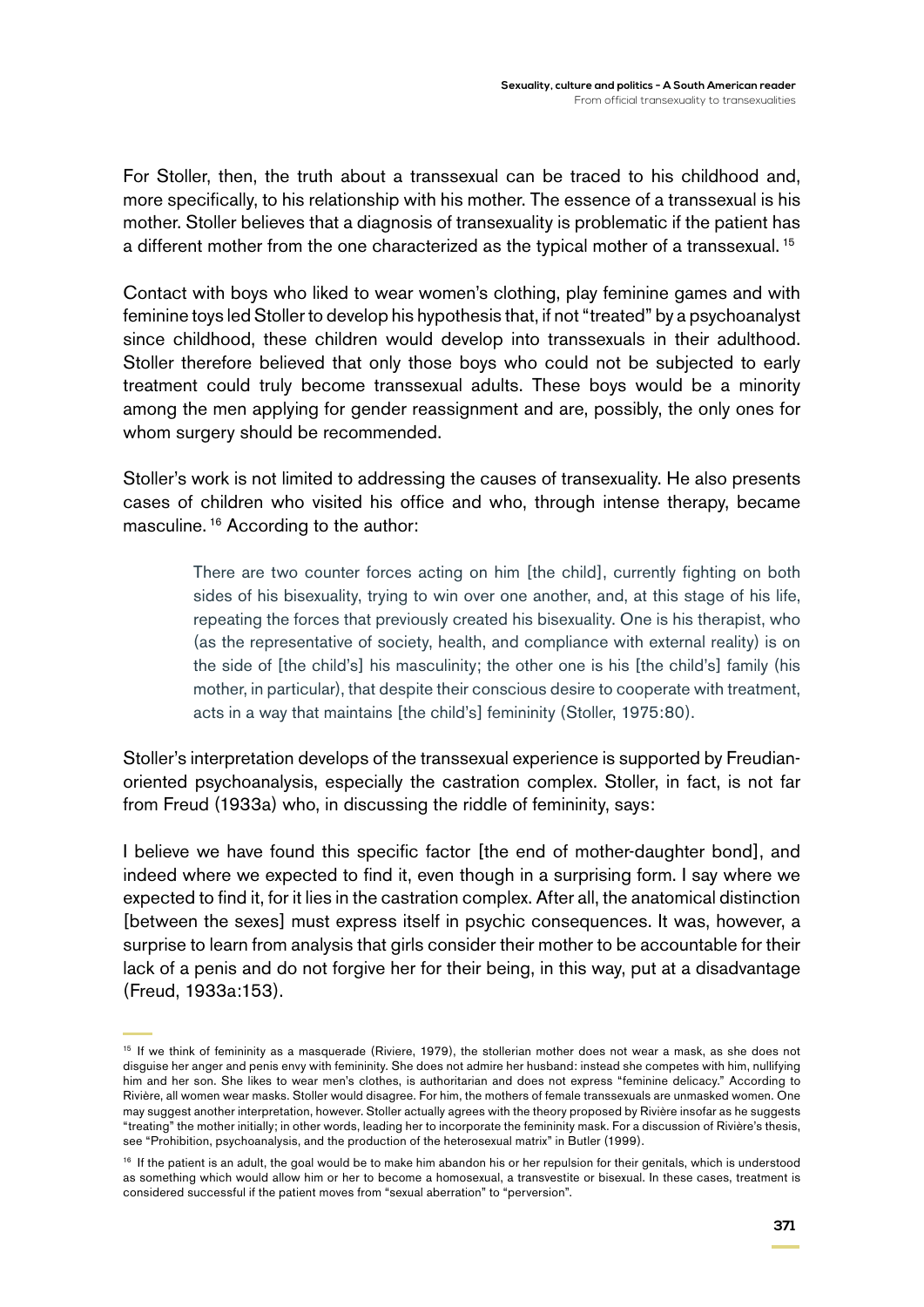For Stoller, then, the truth about a transsexual can be traced to his childhood and, more specifically, to his relationship with his mother. The essence of a transsexual is his mother. Stoller believes that a diagnosis of transexuality is problematic if the patient has a different mother from the one characterized as the typical mother of a transsexual. [15]

Contact with boys who liked to wear women's clothing, play feminine games and with feminine toys led Stoller to develop his hypothesis that, if not "treated" by a psychoanalyst since childhood, these children would develop into transsexuals in their adulthood. Stoller therefore believed that only those boys who could not be subjected to early treatment could truly become transsexual adults. These boys would be a minority among the men applying for gender reassignment and are, possibly, the only ones for whom surgery should be recommended.

Stoller's work is not limited to addressing the causes of transexuality. He also presents cases of children who visited his office and who, through intense therapy, became masculine. [16] According to the author:

> There are two counter forces acting on him [the child], currently fighting on both sides of his bisexuality, trying to win over one another, and, at this stage of his life, repeating the forces that previously created his bisexuality. One is his therapist, who (as the representative of society, health, and compliance with external reality) is on the side of [the child's] his masculinity; the other one is his [the child's] family (his mother, in particular), that despite their conscious desire to cooperate with treatment, acts in a way that maintains [the child's] femininity (Stoller, 1975:80).

Stoller's interpretation develops of the transsexual experience is supported by Freudian-oriented psychoanalysis, especially the castration complex. Stoller, in fact, is not far from Freud (1933a) who, in discussing the riddle of femininity, says:

I believe we have found this specific factor [the end of mother-daughter bond], and indeed where we expected to find it, even though in a surprising form. I say where we expected to find it, for it lies in the castration complex. After all, the anatomical distinction [between the sexes] must express itself in psychic consequences. It was, however, a surprise to learn from analysis that girls consider their mother to be accountable for their lack of a penis and do not forgive her for their being, in this way, put at a disadvantage (Freud, 1933a:153).

---

[15] If we think of femininity as a masquerade (Riviere, 1979), the stollerian mother does not wear a mask, as she does not disguise her anger and penis envy with femininity. She does not admire her husband: instead she competes with him, nullifying him and her son. She likes to wear men's clothes, is authoritarian and does not express "feminine delicacy." According to Rivière, all women wear masks. Stoller would disagree. For him, the mothers of female transsexuals are unmasked women. One may suggest another interpretation, however. Stoller actually agrees with the theory proposed by Rivière insofar as he suggests "treating" the mother initially; in other words, leading her to incorporate the femininity mask. For a discussion of Rivière's thesis, see "Prohibition, psychoanalysis, and the production of the heterosexual matrix" in Butler (1999).

[16] If the patient is an adult, the goal would be to make him abandon his or her repulsion for their genitals, which is understood as something which would allow him or her to become a homosexual, a transvestite or bisexual. In these cases, treatment is considered successful if the patient moves from "sexual aberration" to "perversion".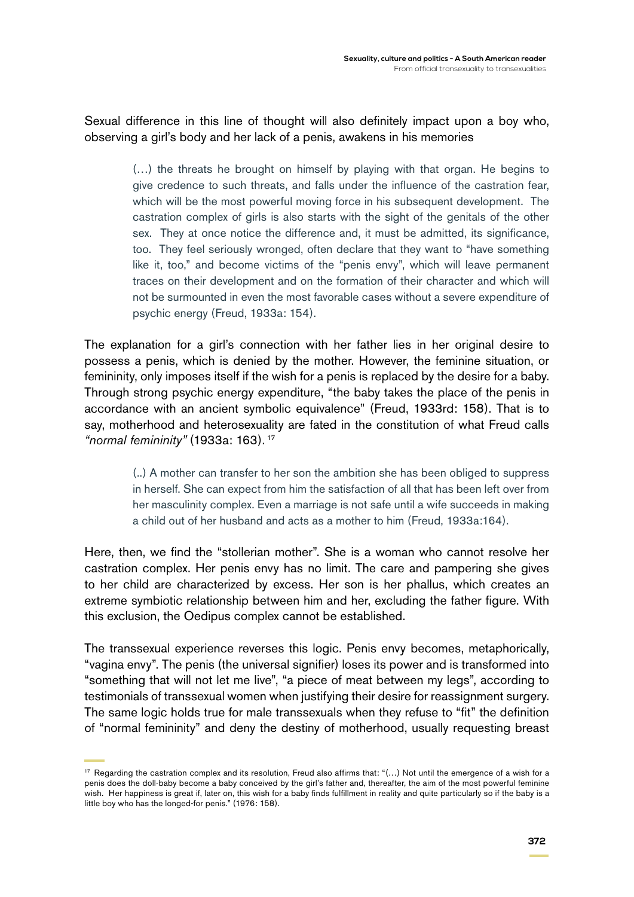Sexual difference in this line of thought will also definitely impact upon a boy who, observing a girl's body and her lack of a penis, awakens in his memories

> (…) the threats he brought on himself by playing with that organ. He begins to give credence to such threats, and falls under the influence of the castration fear, which will be the most powerful moving force in his subsequent development. The castration complex of girls is also starts with the sight of the genitals of the other sex. They at once notice the difference and, it must be admitted, its significance, too. They feel seriously wronged, often declare that they want to "have something like it, too," and become victims of the "penis envy", which will leave permanent traces on their development and on the formation of their character and which will not be surmounted in even the most favorable cases without a severe expenditure of psychic energy (Freud, 1933a: 154).

The explanation for a girl's connection with her father lies in her original desire to possess a penis, which is denied by the mother. However, the feminine situation, or femininity, only imposes itself if the wish for a penis is replaced by the desire for a baby. Through strong psychic energy expenditure, "the baby takes the place of the penis in accordance with an ancient symbolic equivalence" (Freud, 1933rd: 158). That is to say, motherhood and heterosexuality are fated in the constitution of what Freud calls *"normal femininity"* (1933a: 163).[17]

> (..) A mother can transfer to her son the ambition she has been obliged to suppress in herself. She can expect from him the satisfaction of all that has been left over from her masculinity complex. Even a marriage is not safe until a wife succeeds in making a child out of her husband and acts as a mother to him (Freud, 1933a:164).

Here, then, we find the "stollerian mother". She is a woman who cannot resolve her castration complex. Her penis envy has no limit. The care and pampering she gives to her child are characterized by excess. Her son is her phallus, which creates an extreme symbiotic relationship between him and her, excluding the father figure. With this exclusion, the Oedipus complex cannot be established.

The transsexual experience reverses this logic. Penis envy becomes, metaphorically, "vagina envy". The penis (the universal signifier) loses its power and is transformed into "something that will not let me live", "a piece of meat between my legs", according to testimonials of transsexual women when justifying their desire for reassignment surgery. The same logic holds true for male transsexuals when they refuse to "fit" the definition of "normal femininity" and deny the destiny of motherhood, usually requesting breast

---

[17] Regarding the castration complex and its resolution, Freud also affirms that: "(…) Not until the emergence of a wish for a penis does the doll-baby become a baby conceived by the girl's father and, thereafter, the aim of the most powerful feminine wish. Her happiness is great if, later on, this wish for a baby finds fulfillment in reality and quite particularly so if the baby is a little boy who has the longed-for penis." (1976: 158).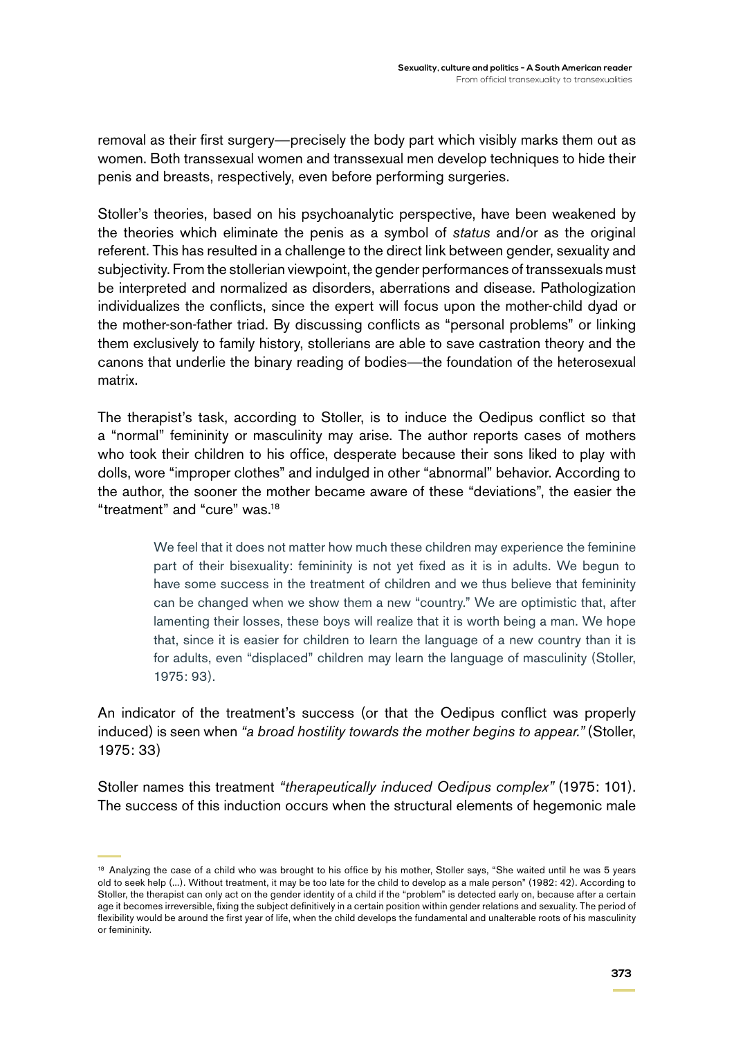removal as their first surgery—precisely the body part which visibly marks them out as women. Both transsexual women and transsexual men develop techniques to hide their penis and breasts, respectively, even before performing surgeries.

Stoller's theories, based on his psychoanalytic perspective, have been weakened by the theories which eliminate the penis as a symbol of *status* and/or as the original referent. This has resulted in a challenge to the direct link between gender, sexuality and subjectivity. From the stollerian viewpoint, the gender performances of transsexuals must be interpreted and normalized as disorders, aberrations and disease. Pathologization individualizes the conflicts, since the expert will focus upon the mother-child dyad or the mother-son-father triad. By discussing conflicts as "personal problems" or linking them exclusively to family history, stollerians are able to save castration theory and the canons that underlie the binary reading of bodies—the foundation of the heterosexual matrix.

The therapist's task, according to Stoller, is to induce the Oedipus conflict so that a "normal" femininity or masculinity may arise. The author reports cases of mothers who took their children to his office, desperate because their sons liked to play with dolls, wore "improper clothes" and indulged in other "abnormal" behavior. According to the author, the sooner the mother became aware of these "deviations", the easier the "treatment" and "cure" was.[18]

> We feel that it does not matter how much these children may experience the feminine part of their bisexuality: femininity is not yet fixed as it is in adults. We begun to have some success in the treatment of children and we thus believe that femininity can be changed when we show them a new "country." We are optimistic that, after lamenting their losses, these boys will realize that it is worth being a man. We hope that, since it is easier for children to learn the language of a new country than it is for adults, even "displaced" children may learn the language of masculinity (Stoller, 1975: 93).

An indicator of the treatment's success (or that the Oedipus conflict was properly induced) is seen when *"a broad hostility towards the mother begins to appear."* (Stoller, 1975: 33)

Stoller names this treatment *"therapeutically induced Oedipus complex"* (1975: 101). The success of this induction occurs when the structural elements of hegemonic male

[18] Analyzing the case of a child who was brought to his office by his mother, Stoller says, "She waited until he was 5 years old to seek help (...). Without treatment, it may be too late for the child to develop as a male person" (1982: 42). According to Stoller, the therapist can only act on the gender identity of a child if the "problem" is detected early on, because after a certain age it becomes irreversible, fixing the subject definitively in a certain position within gender relations and sexuality. The period of flexibility would be around the first year of life, when the child develops the fundamental and unalterable roots of his masculinity or femininity.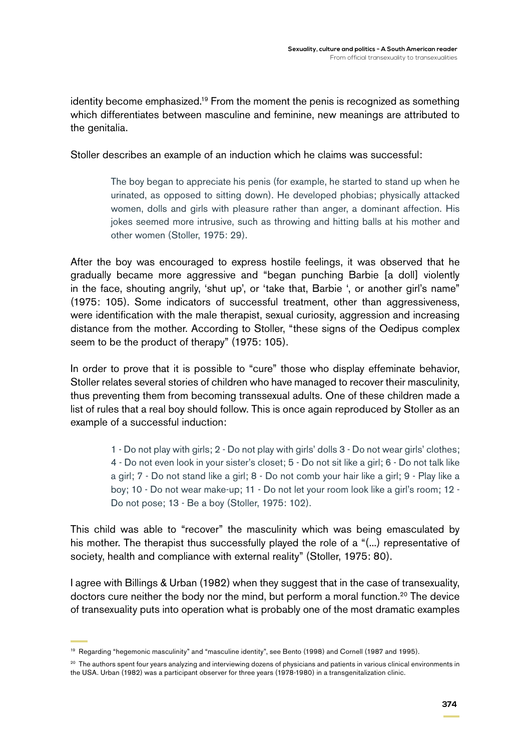identity become emphasized.[19] From the moment the penis is recognized as something which differentiates between masculine and feminine, new meanings are attributed to the genitalia.

Stoller describes an example of an induction which he claims was successful:

> The boy began to appreciate his penis (for example, he started to stand up when he urinated, as opposed to sitting down). He developed phobias; physically attacked women, dolls and girls with pleasure rather than anger, a dominant affection. His jokes seemed more intrusive, such as throwing and hitting balls at his mother and other women (Stoller, 1975: 29).

After the boy was encouraged to express hostile feelings, it was observed that he gradually became more aggressive and "began punching Barbie [a doll] violently in the face, shouting angrily, 'shut up', or 'take that, Barbie ', or another girl's name" (1975: 105). Some indicators of successful treatment, other than aggressiveness, were identification with the male therapist, sexual curiosity, aggression and increasing distance from the mother. According to Stoller, "these signs of the Oedipus complex seem to be the product of therapy" (1975: 105).

In order to prove that it is possible to "cure" those who display effeminate behavior, Stoller relates several stories of children who have managed to recover their masculinity, thus preventing them from becoming transsexual adults. One of these children made a list of rules that a real boy should follow. This is once again reproduced by Stoller as an example of a successful induction:

> 1 - Do not play with girls; 2 - Do not play with girls' dolls 3 - Do not wear girls' clothes; 4 - Do not even look in your sister's closet; 5 - Do not sit like a girl; 6 - Do not talk like a girl; 7 - Do not stand like a girl; 8 - Do not comb your hair like a girl; 9 - Play like a boy; 10 - Do not wear make-up; 11 - Do not let your room look like a girl's room; 12 - Do not pose; 13 - Be a boy (Stoller, 1975: 102).

This child was able to "recover" the masculinity which was being emasculated by his mother. The therapist thus successfully played the role of a "(...) representative of society, health and compliance with external reality" (Stoller, 1975: 80).

I agree with Billings & Urban (1982) when they suggest that in the case of transexuality, doctors cure neither the body nor the mind, but perform a moral function.[20] The device of transexuality puts into operation what is probably one of the most dramatic examples

---

[19] Regarding "hegemonic masculinity" and "masculine identity", see Bento (1998) and Cornell (1987 and 1995).

[20] The authors spent four years analyzing and interviewing dozens of physicians and patients in various clinical environments in the USA. Urban (1982) was a participant observer for three years (1978-1980) in a transgenitalization clinic.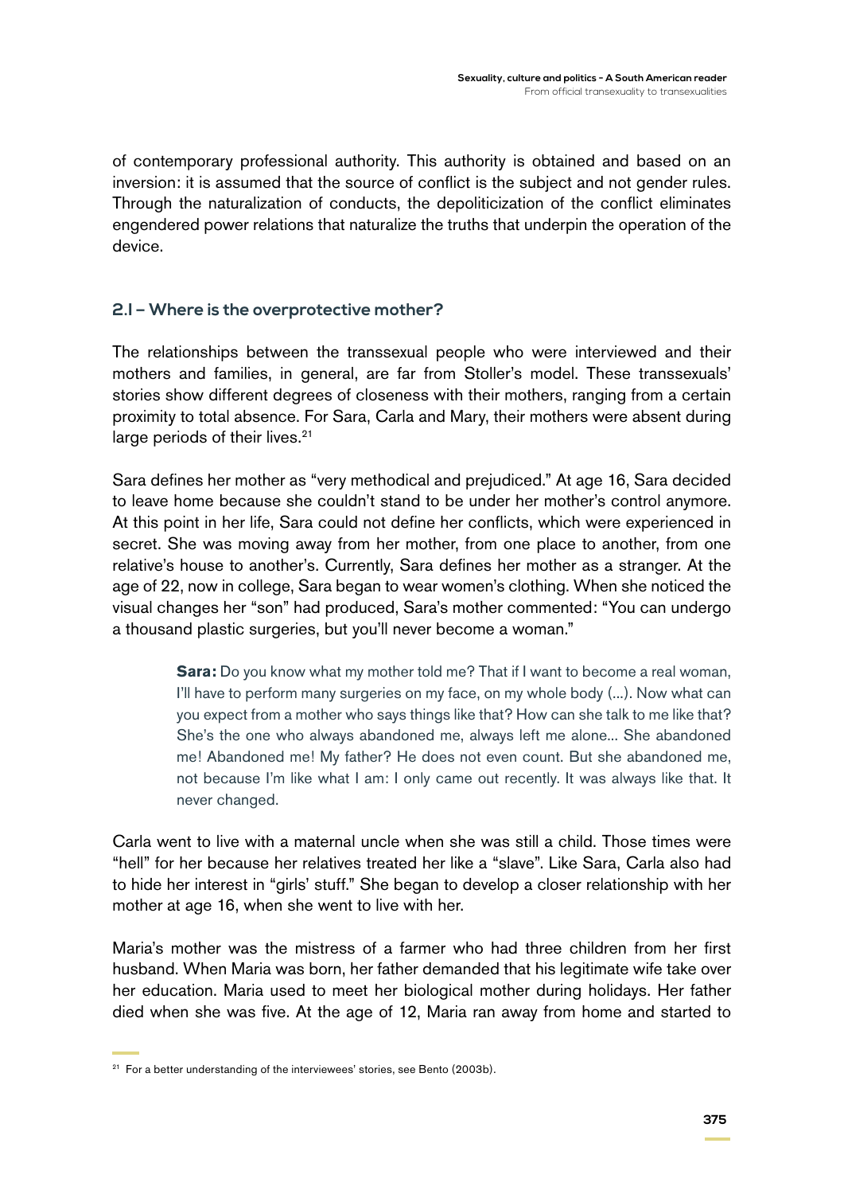of contemporary professional authority. This authority is obtained and based on an inversion: it is assumed that the source of conflict is the subject and not gender rules. Through the naturalization of conducts, the depoliticization of the conflict eliminates engendered power relations that naturalize the truths that underpin the operation of the device.

### 2.1 – Where is the overprotective mother?

The relationships between the transsexual people who were interviewed and their mothers and families, in general, are far from Stoller's model. These transsexuals' stories show different degrees of closeness with their mothers, ranging from a certain proximity to total absence. For Sara, Carla and Mary, their mothers were absent during large periods of their lives.[21]

Sara defines her mother as "very methodical and prejudiced." At age 16, Sara decided to leave home because she couldn't stand to be under her mother's control anymore. At this point in her life, Sara could not define her conflicts, which were experienced in secret. She was moving away from her mother, from one place to another, from one relative's house to another's. Currently, Sara defines her mother as a stranger. At the age of 22, now in college, Sara began to wear women's clothing. When she noticed the visual changes her "son" had produced, Sara's mother commented: "You can undergo a thousand plastic surgeries, but you'll never become a woman."

> **Sara:** Do you know what my mother told me? That if I want to become a real woman, I'll have to perform many surgeries on my face, on my whole body (...). Now what can you expect from a mother who says things like that? How can she talk to me like that? She's the one who always abandoned me, always left me alone... She abandoned me! Abandoned me! My father? He does not even count. But she abandoned me, not because I'm like what I am: I only came out recently. It was always like that. It never changed.

Carla went to live with a maternal uncle when she was still a child. Those times were "hell" for her because her relatives treated her like a "slave". Like Sara, Carla also had to hide her interest in "girls' stuff." She began to develop a closer relationship with her mother at age 16, when she went to live with her.

Maria's mother was the mistress of a farmer who had three children from her first husband. When Maria was born, her father demanded that his legitimate wife take over her education. Maria used to meet her biological mother during holidays. Her father died when she was five. At the age of 12, Maria ran away from home and started to

[21] For a better understanding of the interviewees' stories, see Bento (2003b).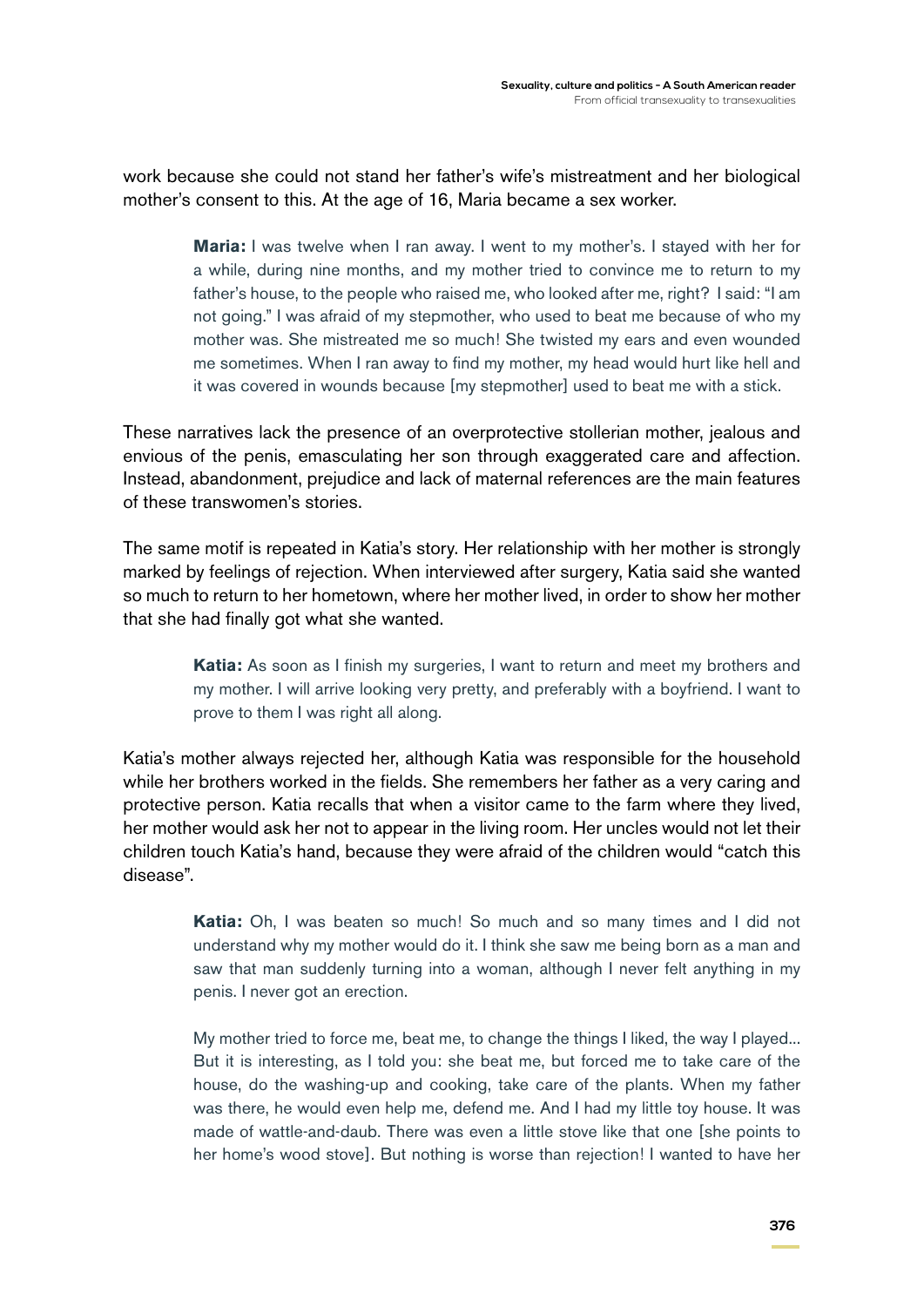work because she could not stand her father's wife's mistreatment and her biological mother's consent to this. At the age of 16, Maria became a sex worker.

> **Maria:** I was twelve when I ran away. I went to my mother's. I stayed with her for a while, during nine months, and my mother tried to convince me to return to my father's house, to the people who raised me, who looked after me, right? I said: "I am not going." I was afraid of my stepmother, who used to beat me because of who my mother was. She mistreated me so much! She twisted my ears and even wounded me sometimes. When I ran away to find my mother, my head would hurt like hell and it was covered in wounds because [my stepmother] used to beat me with a stick.

These narratives lack the presence of an overprotective stollerian mother, jealous and envious of the penis, emasculating her son through exaggerated care and affection. Instead, abandonment, prejudice and lack of maternal references are the main features of these transwomen's stories.

The same motif is repeated in Katia's story. Her relationship with her mother is strongly marked by feelings of rejection. When interviewed after surgery, Katia said she wanted so much to return to her hometown, where her mother lived, in order to show her mother that she had finally got what she wanted.

> **Katia:** As soon as I finish my surgeries, I want to return and meet my brothers and my mother. I will arrive looking very pretty, and preferably with a boyfriend. I want to prove to them I was right all along.

Katia's mother always rejected her, although Katia was responsible for the household while her brothers worked in the fields. She remembers her father as a very caring and protective person. Katia recalls that when a visitor came to the farm where they lived, her mother would ask her not to appear in the living room. Her uncles would not let their children touch Katia's hand, because they were afraid of the children would "catch this disease".

> **Katia:** Oh, I was beaten so much! So much and so many times and I did not understand why my mother would do it. I think she saw me being born as a man and saw that man suddenly turning into a woman, although I never felt anything in my penis. I never got an erection.
>
> My mother tried to force me, beat me, to change the things I liked, the way I played... But it is interesting, as I told you: she beat me, but forced me to take care of the house, do the washing-up and cooking, take care of the plants. When my father was there, he would even help me, defend me. And I had my little toy house. It was made of wattle-and-daub. There was even a little stove like that one [she points to her home's wood stove]. But nothing is worse than rejection! I wanted to have her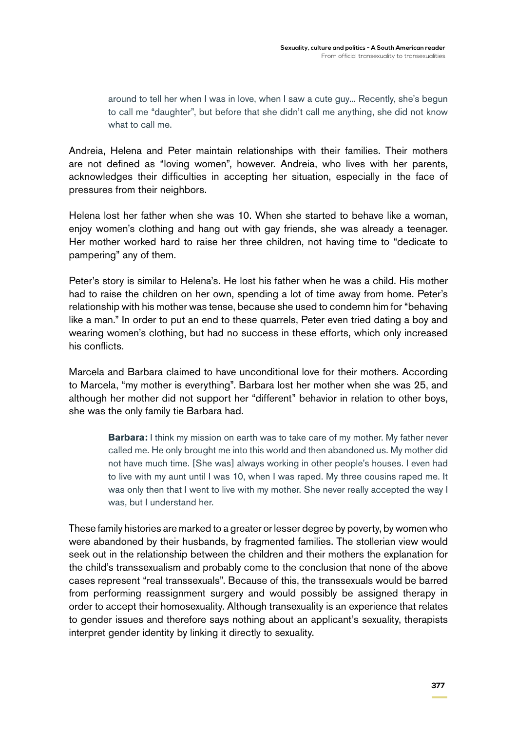> around to tell her when I was in love, when I saw a cute guy... Recently, she's begun to call me "daughter", but before that she didn't call me anything, she did not know what to call me.

Andreia, Helena and Peter maintain relationships with their families. Their mothers are not defined as "loving women", however. Andreia, who lives with her parents, acknowledges their difficulties in accepting her situation, especially in the face of pressures from their neighbors.

Helena lost her father when she was 10. When she started to behave like a woman, enjoy women's clothing and hang out with gay friends, she was already a teenager. Her mother worked hard to raise her three children, not having time to "dedicate to pampering" any of them.

Peter's story is similar to Helena's. He lost his father when he was a child. His mother had to raise the children on her own, spending a lot of time away from home. Peter's relationship with his mother was tense, because she used to condemn him for "behaving like a man." In order to put an end to these quarrels, Peter even tried dating a boy and wearing women's clothing, but had no success in these efforts, which only increased his conflicts.

Marcela and Barbara claimed to have unconditional love for their mothers. According to Marcela, "my mother is everything". Barbara lost her mother when she was 25, and although her mother did not support her "different" behavior in relation to other boys, she was the only family tie Barbara had.

> **Barbara:** I think my mission on earth was to take care of my mother. My father never called me. He only brought me into this world and then abandoned us. My mother did not have much time. [She was] always working in other people's houses. I even had to live with my aunt until I was 10, when I was raped. My three cousins raped me. It was only then that I went to live with my mother. She never really accepted the way I was, but I understand her.

These family histories are marked to a greater or lesser degree by poverty, by women who were abandoned by their husbands, by fragmented families. The stollerian view would seek out in the relationship between the children and their mothers the explanation for the child's transsexualism and probably come to the conclusion that none of the above cases represent "real transsexuals". Because of this, the transsexuals would be barred from performing reassignment surgery and would possibly be assigned therapy in order to accept their homosexuality. Although transexuality is an experience that relates to gender issues and therefore says nothing about an applicant's sexuality, therapists interpret gender identity by linking it directly to sexuality.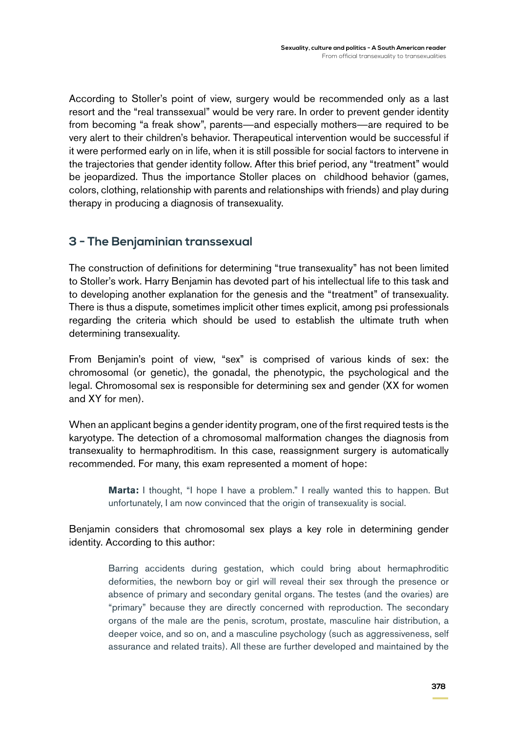According to Stoller's point of view, surgery would be recommended only as a last resort and the "real transsexual" would be very rare. In order to prevent gender identity from becoming "a freak show", parents—and especially mothers—are required to be very alert to their children's behavior. Therapeutical intervention would be successful if it were performed early on in life, when it is still possible for social factors to intervene in the trajectories that gender identity follow. After this brief period, any "treatment" would be jeopardized. Thus the importance Stoller places on childhood behavior (games, colors, clothing, relationship with parents and relationships with friends) and play during therapy in producing a diagnosis of transexuality.

## 3 - The Benjaminian transsexual

The construction of definitions for determining "true transexuality" has not been limited to Stoller's work. Harry Benjamin has devoted part of his intellectual life to this task and to developing another explanation for the genesis and the "treatment" of transexuality. There is thus a dispute, sometimes implicit other times explicit, among psi professionals regarding the criteria which should be used to establish the ultimate truth when determining transexuality.

From Benjamin's point of view, "sex" is comprised of various kinds of sex: the chromosomal (or genetic), the gonadal, the phenotypic, the psychological and the legal. Chromosomal sex is responsible for determining sex and gender (XX for women and XY for men).

When an applicant begins a gender identity program, one of the first required tests is the karyotype. The detection of a chromosomal malformation changes the diagnosis from transexuality to hermaphroditism. In this case, reassignment surgery is automatically recommended. For many, this exam represented a moment of hope:

> **Marta:** I thought, "I hope I have a problem." I really wanted this to happen. But unfortunately, I am now convinced that the origin of transexuality is social.

Benjamin considers that chromosomal sex plays a key role in determining gender identity. According to this author:

> Barring accidents during gestation, which could bring about hermaphroditic deformities, the newborn boy or girl will reveal their sex through the presence or absence of primary and secondary genital organs. The testes (and the ovaries) are "primary" because they are directly concerned with reproduction. The secondary organs of the male are the penis, scrotum, prostate, masculine hair distribution, a deeper voice, and so on, and a masculine psychology (such as aggressiveness, self assurance and related traits). All these are further developed and maintained by the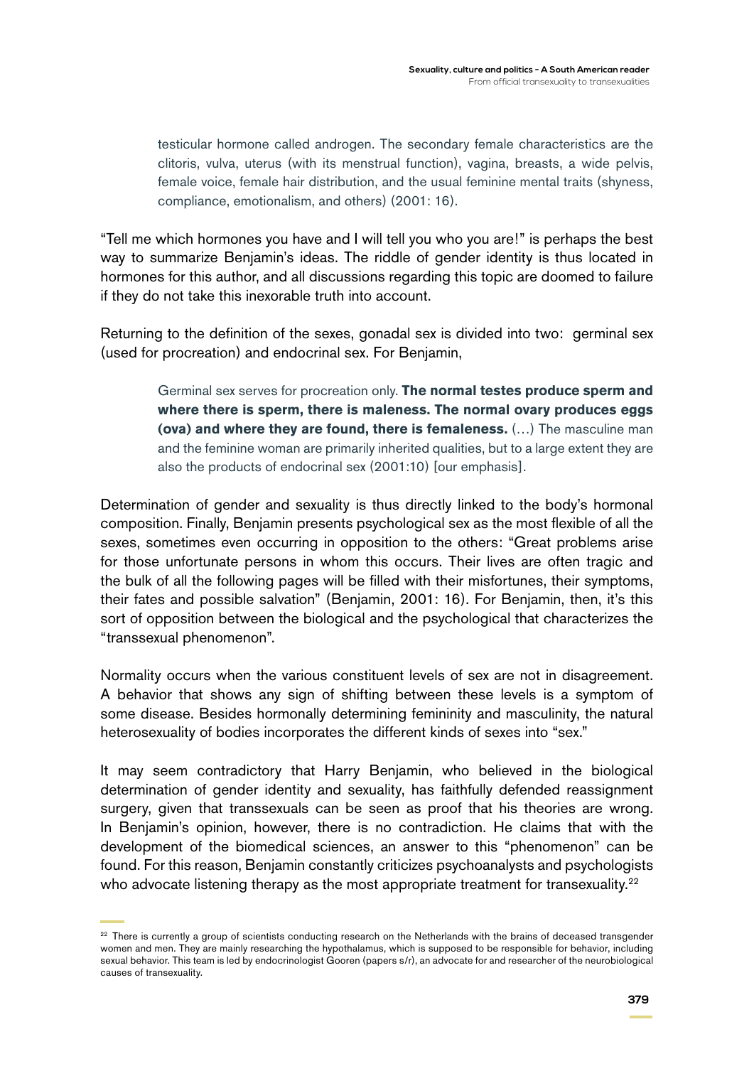> testicular hormone called androgen. The secondary female characteristics are the clitoris, vulva, uterus (with its menstrual function), vagina, breasts, a wide pelvis, female voice, female hair distribution, and the usual feminine mental traits (shyness, compliance, emotionalism, and others) (2001: 16).

"Tell me which hormones you have and I will tell you who you are!" is perhaps the best way to summarize Benjamin's ideas. The riddle of gender identity is thus located in hormones for this author, and all discussions regarding this topic are doomed to failure if they do not take this inexorable truth into account.

Returning to the definition of the sexes, gonadal sex is divided into two: germinal sex (used for procreation) and endocrinal sex. For Benjamin,

> Germinal sex serves for procreation only. **The normal testes produce sperm and where there is sperm, there is maleness. The normal ovary produces eggs (ova) and where they are found, there is femaleness.** (…) The masculine man and the feminine woman are primarily inherited qualities, but to a large extent they are also the products of endocrinal sex (2001:10) [our emphasis].

Determination of gender and sexuality is thus directly linked to the body's hormonal composition. Finally, Benjamin presents psychological sex as the most flexible of all the sexes, sometimes even occurring in opposition to the others: "Great problems arise for those unfortunate persons in whom this occurs. Their lives are often tragic and the bulk of all the following pages will be filled with their misfortunes, their symptoms, their fates and possible salvation" (Benjamin, 2001: 16). For Benjamin, then, it's this sort of opposition between the biological and the psychological that characterizes the "transsexual phenomenon".

Normality occurs when the various constituent levels of sex are not in disagreement. A behavior that shows any sign of shifting between these levels is a symptom of some disease. Besides hormonally determining femininity and masculinity, the natural heterosexuality of bodies incorporates the different kinds of sexes into "sex."

It may seem contradictory that Harry Benjamin, who believed in the biological determination of gender identity and sexuality, has faithfully defended reassignment surgery, given that transsexuals can be seen as proof that his theories are wrong. In Benjamin's opinion, however, there is no contradiction. He claims that with the development of the biomedical sciences, an answer to this "phenomenon" can be found. For this reason, Benjamin constantly criticizes psychoanalysts and psychologists who advocate listening therapy as the most appropriate treatment for transexuality.[22]

[22] There is currently a group of scientists conducting research on the Netherlands with the brains of deceased transgender women and men. They are mainly researching the hypothalamus, which is supposed to be responsible for behavior, including sexual behavior. This team is led by endocrinologist Gooren (papers s/r), an advocate for and researcher of the neurobiological causes of transexuality.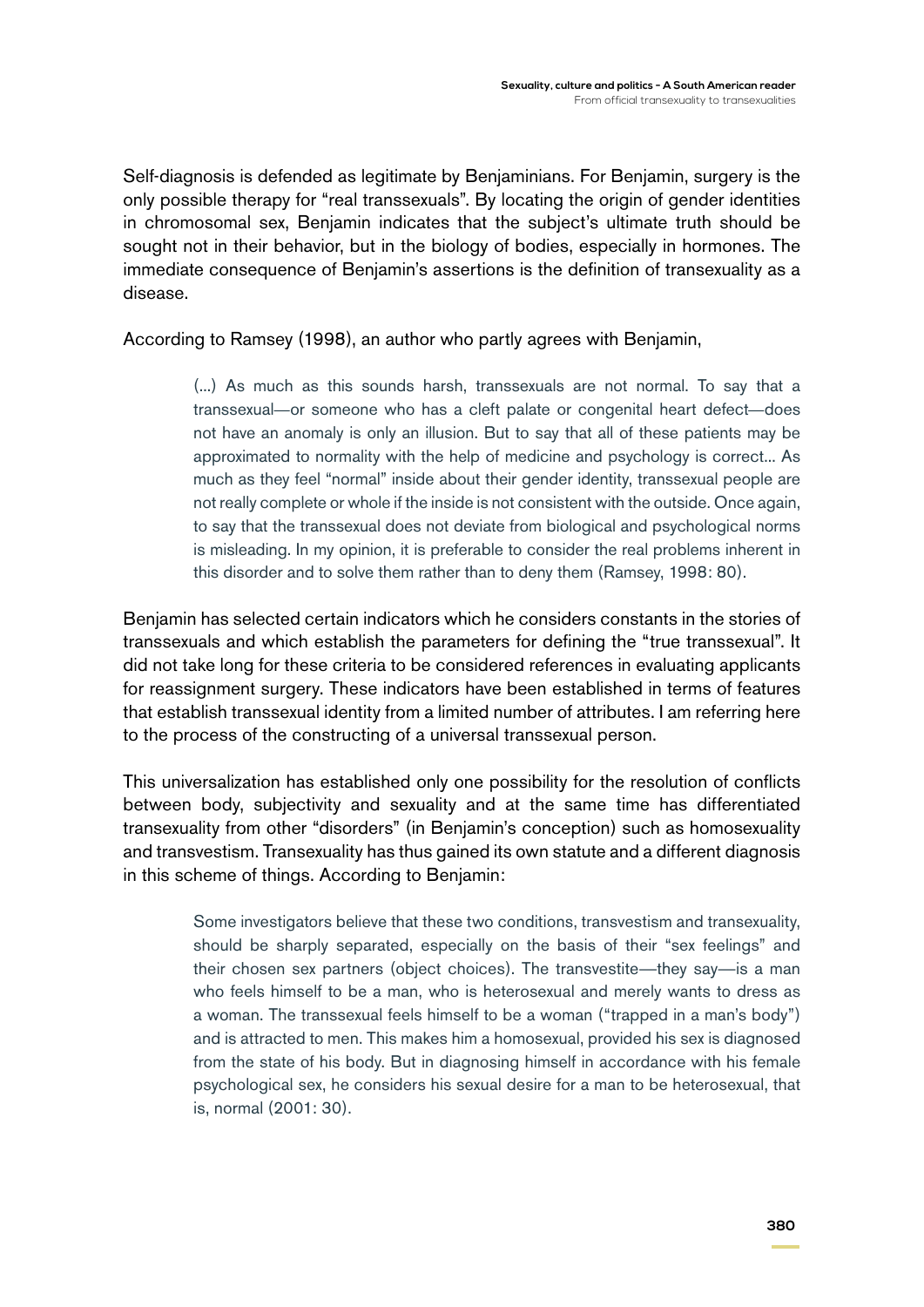Self-diagnosis is defended as legitimate by Benjaminians. For Benjamin, surgery is the only possible therapy for "real transsexuals". By locating the origin of gender identities in chromosomal sex, Benjamin indicates that the subject's ultimate truth should be sought not in their behavior, but in the biology of bodies, especially in hormones. The immediate consequence of Benjamin's assertions is the definition of transexuality as a disease.

According to Ramsey (1998), an author who partly agrees with Benjamin,

> (...) As much as this sounds harsh, transsexuals are not normal. To say that a transsexual—or someone who has a cleft palate or congenital heart defect—does not have an anomaly is only an illusion. But to say that all of these patients may be approximated to normality with the help of medicine and psychology is correct... As much as they feel "normal" inside about their gender identity, transsexual people are not really complete or whole if the inside is not consistent with the outside. Once again, to say that the transsexual does not deviate from biological and psychological norms is misleading. In my opinion, it is preferable to consider the real problems inherent in this disorder and to solve them rather than to deny them (Ramsey, 1998: 80).

Benjamin has selected certain indicators which he considers constants in the stories of transsexuals and which establish the parameters for defining the "true transsexual". It did not take long for these criteria to be considered references in evaluating applicants for reassignment surgery. These indicators have been established in terms of features that establish transsexual identity from a limited number of attributes. I am referring here to the process of the constructing of a universal transsexual person.

This universalization has established only one possibility for the resolution of conflicts between body, subjectivity and sexuality and at the same time has differentiated transexuality from other "disorders" (in Benjamin's conception) such as homosexuality and transvestism. Transexuality has thus gained its own statute and a different diagnosis in this scheme of things. According to Benjamin:

> Some investigators believe that these two conditions, transvestism and transexuality, should be sharply separated, especially on the basis of their "sex feelings" and their chosen sex partners (object choices). The transvestite—they say—is a man who feels himself to be a man, who is heterosexual and merely wants to dress as a woman. The transsexual feels himself to be a woman ("trapped in a man's body") and is attracted to men. This makes him a homosexual, provided his sex is diagnosed from the state of his body. But in diagnosing himself in accordance with his female psychological sex, he considers his sexual desire for a man to be heterosexual, that is, normal (2001: 30).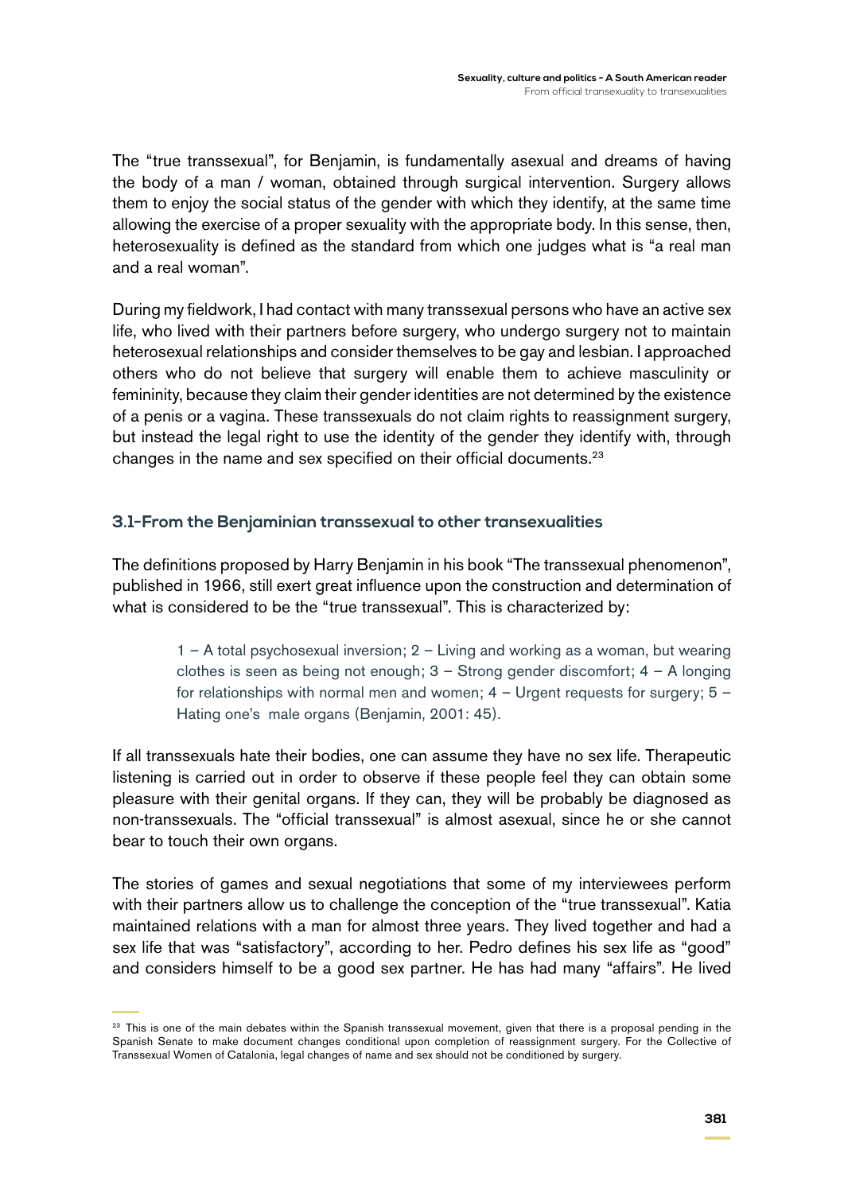The "true transsexual", for Benjamin, is fundamentally asexual and dreams of having the body of a man / woman, obtained through surgical intervention. Surgery allows them to enjoy the social status of the gender with which they identify, at the same time allowing the exercise of a proper sexuality with the appropriate body. In this sense, then, heterosexuality is defined as the standard from which one judges what is "a real man and a real woman".

During my fieldwork, I had contact with many transsexual persons who have an active sex life, who lived with their partners before surgery, who undergo surgery not to maintain heterosexual relationships and consider themselves to be gay and lesbian. I approached others who do not believe that surgery will enable them to achieve masculinity or femininity, because they claim their gender identities are not determined by the existence of a penis or a vagina. These transsexuals do not claim rights to reassignment surgery, but instead the legal right to use the identity of the gender they identify with, through changes in the name and sex specified on their official documents.[23]

### 3.1-From the Benjaminian transsexual to other transexualities

The definitions proposed by Harry Benjamin in his book "The transsexual phenomenon", published in 1966, still exert great influence upon the construction and determination of what is considered to be the "true transsexual". This is characterized by:

> 1 – A total psychosexual inversion; 2 – Living and working as a woman, but wearing clothes is seen as being not enough; 3 – Strong gender discomfort; 4 – A longing for relationships with normal men and women; 4 – Urgent requests for surgery; 5 – Hating one's male organs (Benjamin, 2001: 45).

If all transsexuals hate their bodies, one can assume they have no sex life. Therapeutic listening is carried out in order to observe if these people feel they can obtain some pleasure with their genital organs. If they can, they will be probably be diagnosed as non-transsexuals. The "official transsexual" is almost asexual, since he or she cannot bear to touch their own organs.

The stories of games and sexual negotiations that some of my interviewees perform with their partners allow us to challenge the conception of the "true transsexual". Katia maintained relations with a man for almost three years. They lived together and had a sex life that was "satisfactory", according to her. Pedro defines his sex life as "good" and considers himself to be a good sex partner. He has had many "affairs". He lived

[23] This is one of the main debates within the Spanish transsexual movement, given that there is a proposal pending in the Spanish Senate to make document changes conditional upon completion of reassignment surgery. For the Collective of Transsexual Women of Catalonia, legal changes of name and sex should not be conditioned by surgery.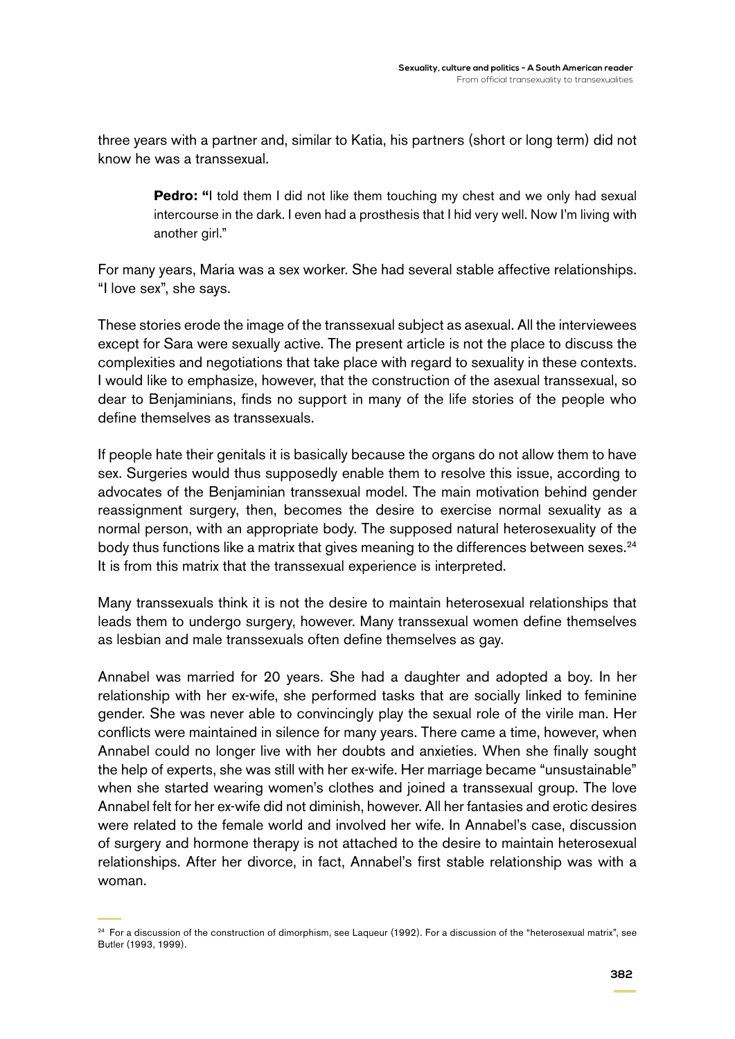three years with a partner and, similar to Katia, his partners (short or long term) did not know he was a transsexual.

> **Pedro:** "I told them I did not like them touching my chest and we only had sexual intercourse in the dark. I even had a prosthesis that I hid very well. Now I'm living with another girl."

For many years, Maria was a sex worker. She had several stable affective relationships. "I love sex", she says.

These stories erode the image of the transsexual subject as asexual. All the interviewees except for Sara were sexually active. The present article is not the place to discuss the complexities and negotiations that take place with regard to sexuality in these contexts. I would like to emphasize, however, that the construction of the asexual transsexual, so dear to Benjaminians, finds no support in many of the life stories of the people who define themselves as transsexuals.

If people hate their genitals it is basically because the organs do not allow them to have sex. Surgeries would thus supposedly enable them to resolve this issue, according to advocates of the Benjaminian transsexual model. The main motivation behind gender reassignment surgery, then, becomes the desire to exercise normal sexuality as a normal person, with an appropriate body. The supposed natural heterosexuality of the body thus functions like a matrix that gives meaning to the differences between sexes.[24] It is from this matrix that the transsexual experience is interpreted.

Many transsexuals think it is not the desire to maintain heterosexual relationships that leads them to undergo surgery, however. Many transsexual women define themselves as lesbian and male transsexuals often define themselves as gay.

Annabel was married for 20 years. She had a daughter and adopted a boy. In her relationship with her ex-wife, she performed tasks that are socially linked to feminine gender. She was never able to convincingly play the sexual role of the virile man. Her conflicts were maintained in silence for many years. There came a time, however, when Annabel could no longer live with her doubts and anxieties. When she finally sought the help of experts, she was still with her ex-wife. Her marriage became "unsustainable" when she started wearing women's clothes and joined a transsexual group. The love Annabel felt for her ex-wife did not diminish, however. All her fantasies and erotic desires were related to the female world and involved her wife. In Annabel's case, discussion of surgery and hormone therapy is not attached to the desire to maintain heterosexual relationships. After her divorce, in fact, Annabel's first stable relationship was with a woman.

---

[24] For a discussion of the construction of dimorphism, see Laqueur (1992). For a discussion of the "heterosexual matrix", see Butler (1993, 1999).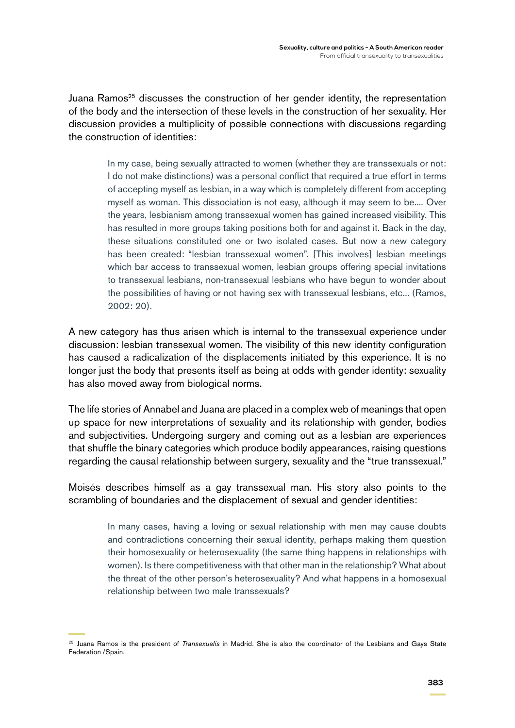Juana Ramos[25] discusses the construction of her gender identity, the representation of the body and the intersection of these levels in the construction of her sexuality. Her discussion provides a multiplicity of possible connections with discussions regarding the construction of identities:

> In my case, being sexually attracted to women (whether they are transsexuals or not: I do not make distinctions) was a personal conflict that required a true effort in terms of accepting myself as lesbian, in a way which is completely different from accepting myself as woman. This dissociation is not easy, although it may seem to be.... Over the years, lesbianism among transsexual women has gained increased visibility. This has resulted in more groups taking positions both for and against it. Back in the day, these situations constituted one or two isolated cases. But now a new category has been created: "lesbian transsexual women". [This involves] lesbian meetings which bar access to transsexual women, lesbian groups offering special invitations to transsexual lesbians, non-transsexual lesbians who have begun to wonder about the possibilities of having or not having sex with transsexual lesbians, etc... (Ramos, 2002: 20).

A new category has thus arisen which is internal to the transsexual experience under discussion: lesbian transsexual women. The visibility of this new identity configuration has caused a radicalization of the displacements initiated by this experience. It is no longer just the body that presents itself as being at odds with gender identity: sexuality has also moved away from biological norms.

The life stories of Annabel and Juana are placed in a complex web of meanings that open up space for new interpretations of sexuality and its relationship with gender, bodies and subjectivities. Undergoing surgery and coming out as a lesbian are experiences that shuffle the binary categories which produce bodily appearances, raising questions regarding the causal relationship between surgery, sexuality and the "true transsexual."

Moisés describes himself as a gay transsexual man. His story also points to the scrambling of boundaries and the displacement of sexual and gender identities:

> In many cases, having a loving or sexual relationship with men may cause doubts and contradictions concerning their sexual identity, perhaps making them question their homosexuality or heterosexuality (the same thing happens in relationships with women). Is there competitiveness with that other man in the relationship? What about the threat of the other person's heterosexuality? And what happens in a homosexual relationship between two male transsexuals?

[25] Juana Ramos is the president of *Transexualis* in Madrid. She is also the coordinator of the Lesbians and Gays State Federation /Spain.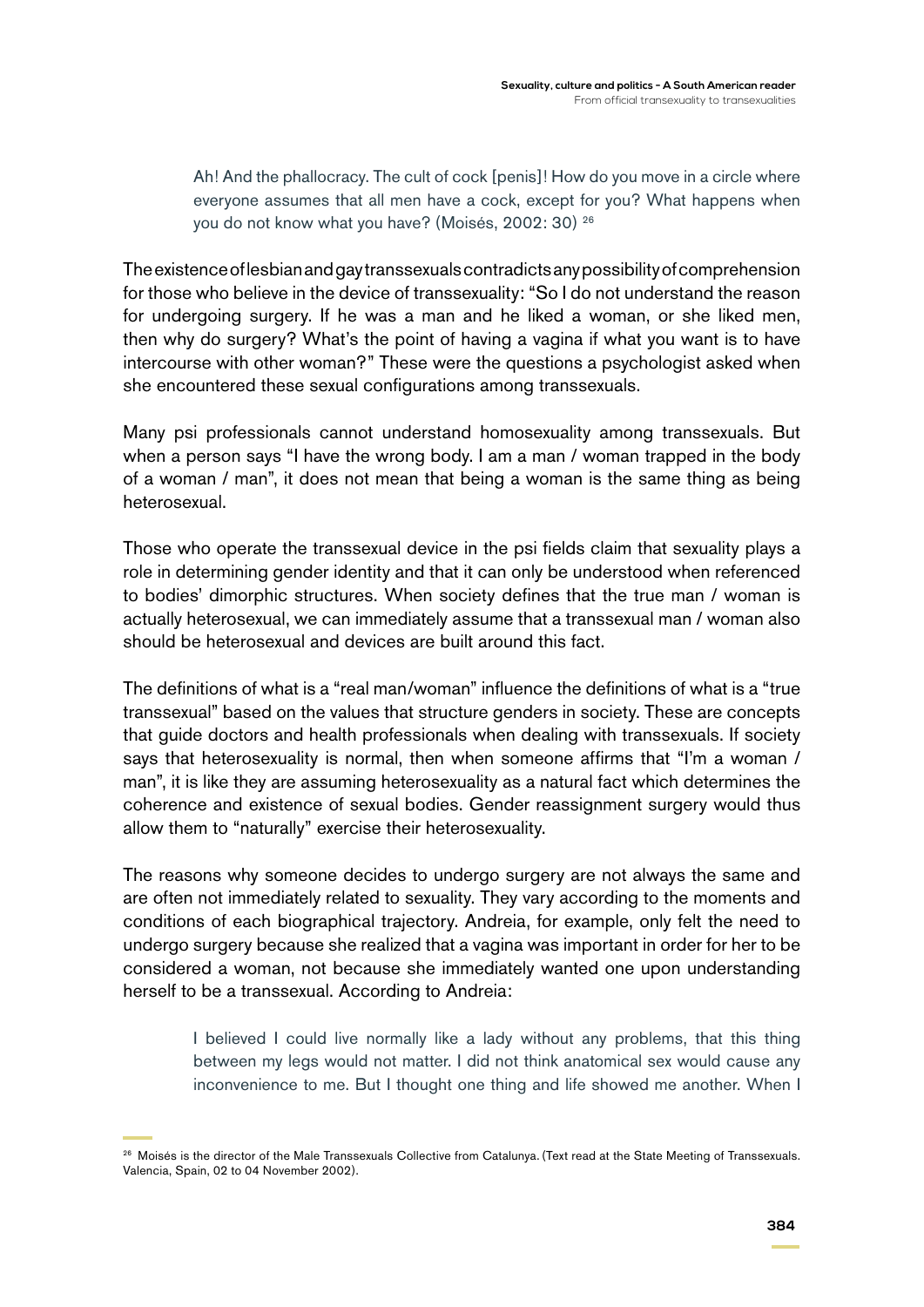> Ah! And the phallocracy. The cult of cock [penis]! How do you move in a circle where everyone assumes that all men have a cock, except for you? What happens when you do not know what you have? (Moisés, 2002: 30) [26]

The existence of lesbian and gay transsexuals contradicts any possibility of comprehension for those who believe in the device of transsexuality: "So I do not understand the reason for undergoing surgery. If he was a man and he liked a woman, or she liked men, then why do surgery? What's the point of having a vagina if what you want is to have intercourse with other woman?" These were the questions a psychologist asked when she encountered these sexual configurations among transsexuals.

Many psi professionals cannot understand homosexuality among transsexuals. But when a person says "I have the wrong body. I am a man / woman trapped in the body of a woman / man", it does not mean that being a woman is the same thing as being heterosexual.

Those who operate the transsexual device in the psi fields claim that sexuality plays a role in determining gender identity and that it can only be understood when referenced to bodies' dimorphic structures. When society defines that the true man / woman is actually heterosexual, we can immediately assume that a transsexual man / woman also should be heterosexual and devices are built around this fact.

The definitions of what is a "real man/woman" influence the definitions of what is a "true transsexual" based on the values that structure genders in society. These are concepts that guide doctors and health professionals when dealing with transsexuals. If society says that heterosexuality is normal, then when someone affirms that "I'm a woman / man", it is like they are assuming heterosexuality as a natural fact which determines the coherence and existence of sexual bodies. Gender reassignment surgery would thus allow them to "naturally" exercise their heterosexuality.

The reasons why someone decides to undergo surgery are not always the same and are often not immediately related to sexuality. They vary according to the moments and conditions of each biographical trajectory. Andreia, for example, only felt the need to undergo surgery because she realized that a vagina was important in order for her to be considered a woman, not because she immediately wanted one upon understanding herself to be a transsexual. According to Andreia:

> I believed I could live normally like a lady without any problems, that this thing between my legs would not matter. I did not think anatomical sex would cause any inconvenience to me. But I thought one thing and life showed me another. When I

[26] Moisés is the director of the Male Transsexuals Collective from Catalunya. (Text read at the State Meeting of Transsexuals. Valencia, Spain, 02 to 04 November 2002).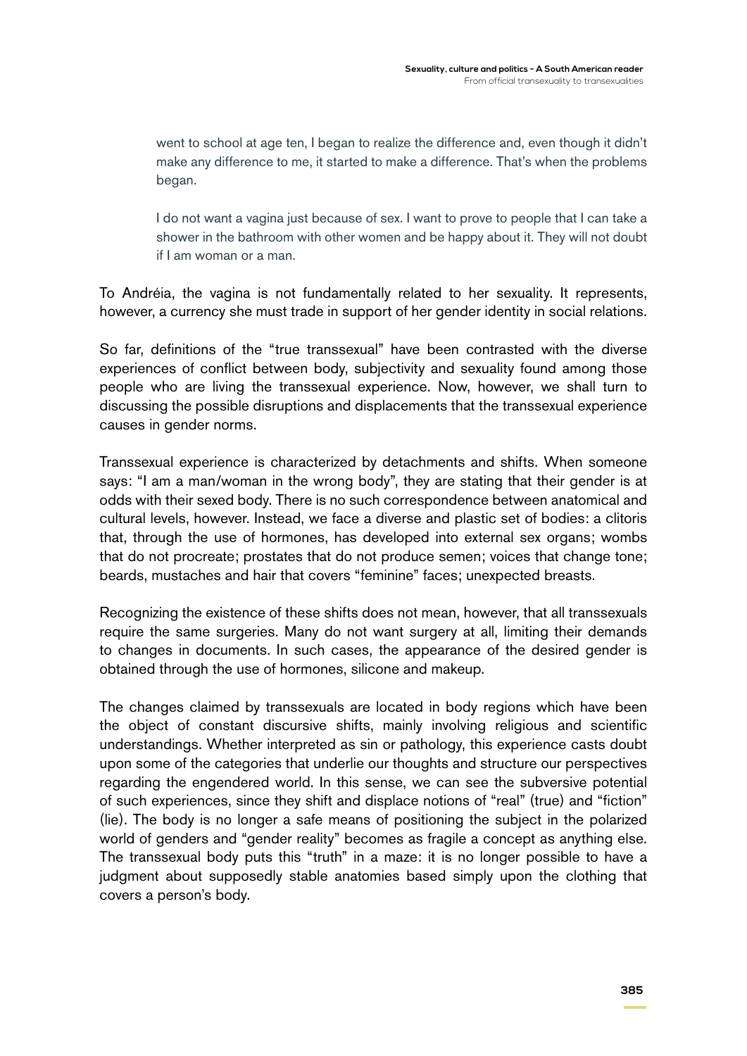> went to school at age ten, I began to realize the difference and, even though it didn't make any difference to me, it started to make a difference. That's when the problems began.
>
> I do not want a vagina just because of sex. I want to prove to people that I can take a shower in the bathroom with other women and be happy about it. They will not doubt if I am woman or a man.

To Andréia, the vagina is not fundamentally related to her sexuality. It represents, however, a currency she must trade in support of her gender identity in social relations.

So far, definitions of the "true transsexual" have been contrasted with the diverse experiences of conflict between body, subjectivity and sexuality found among those people who are living the transsexual experience. Now, however, we shall turn to discussing the possible disruptions and displacements that the transsexual experience causes in gender norms.

Transsexual experience is characterized by detachments and shifts. When someone says: "I am a man/woman in the wrong body", they are stating that their gender is at odds with their sexed body. There is no such correspondence between anatomical and cultural levels, however. Instead, we face a diverse and plastic set of bodies: a clitoris that, through the use of hormones, has developed into external sex organs; wombs that do not procreate; prostates that do not produce semen; voices that change tone; beards, mustaches and hair that covers "feminine" faces; unexpected breasts.

Recognizing the existence of these shifts does not mean, however, that all transsexuals require the same surgeries. Many do not want surgery at all, limiting their demands to changes in documents. In such cases, the appearance of the desired gender is obtained through the use of hormones, silicone and makeup.

The changes claimed by transsexuals are located in body regions which have been the object of constant discursive shifts, mainly involving religious and scientific understandings. Whether interpreted as sin or pathology, this experience casts doubt upon some of the categories that underlie our thoughts and structure our perspectives regarding the engendered world. In this sense, we can see the subversive potential of such experiences, since they shift and displace notions of "real" (true) and "fiction" (lie). The body is no longer a safe means of positioning the subject in the polarized world of genders and "gender reality" becomes as fragile a concept as anything else. The transsexual body puts this "truth" in a maze: it is no longer possible to have a judgment about supposedly stable anatomies based simply upon the clothing that covers a person's body.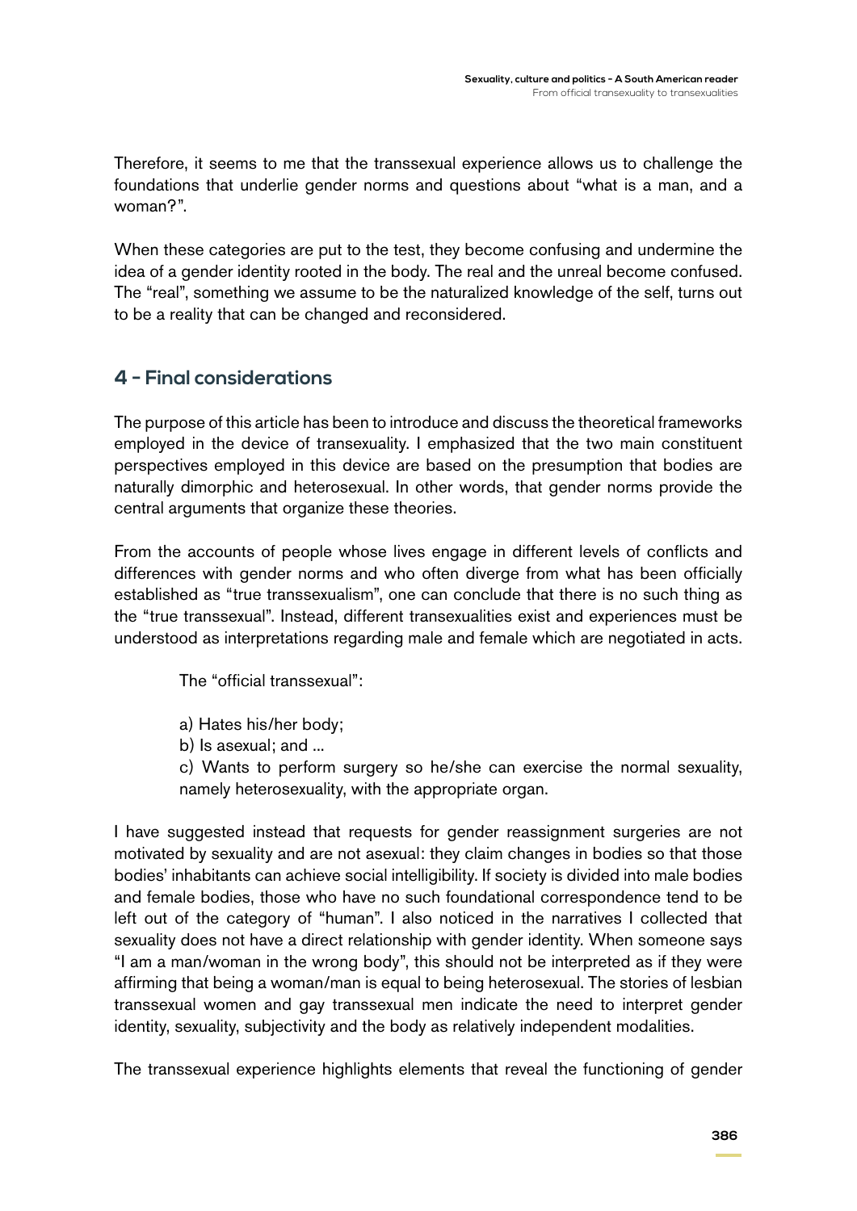Therefore, it seems to me that the transsexual experience allows us to challenge the foundations that underlie gender norms and questions about "what is a man, and a woman?".

When these categories are put to the test, they become confusing and undermine the idea of a gender identity rooted in the body. The real and the unreal become confused. The "real", something we assume to be the naturalized knowledge of the self, turns out to be a reality that can be changed and reconsidered.

## 4 - Final considerations

The purpose of this article has been to introduce and discuss the theoretical frameworks employed in the device of transexuality. I emphasized that the two main constituent perspectives employed in this device are based on the presumption that bodies are naturally dimorphic and heterosexual. In other words, that gender norms provide the central arguments that organize these theories.

From the accounts of people whose lives engage in different levels of conflicts and differences with gender norms and who often diverge from what has been officially established as "true transsexualism", one can conclude that there is no such thing as the "true transsexual". Instead, different transexualities exist and experiences must be understood as interpretations regarding male and female which are negotiated in acts.

> The "official transsexual":
>
> a) Hates his/her body;
> b) Is asexual; and ...
> c) Wants to perform surgery so he/she can exercise the normal sexuality, namely heterosexuality, with the appropriate organ.

I have suggested instead that requests for gender reassignment surgeries are not motivated by sexuality and are not asexual: they claim changes in bodies so that those bodies' inhabitants can achieve social intelligibility. If society is divided into male bodies and female bodies, those who have no such foundational correspondence tend to be left out of the category of "human". I also noticed in the narratives I collected that sexuality does not have a direct relationship with gender identity. When someone says "I am a man/woman in the wrong body", this should not be interpreted as if they were affirming that being a woman/man is equal to being heterosexual. The stories of lesbian transsexual women and gay transsexual men indicate the need to interpret gender identity, sexuality, subjectivity and the body as relatively independent modalities.

The transsexual experience highlights elements that reveal the functioning of gender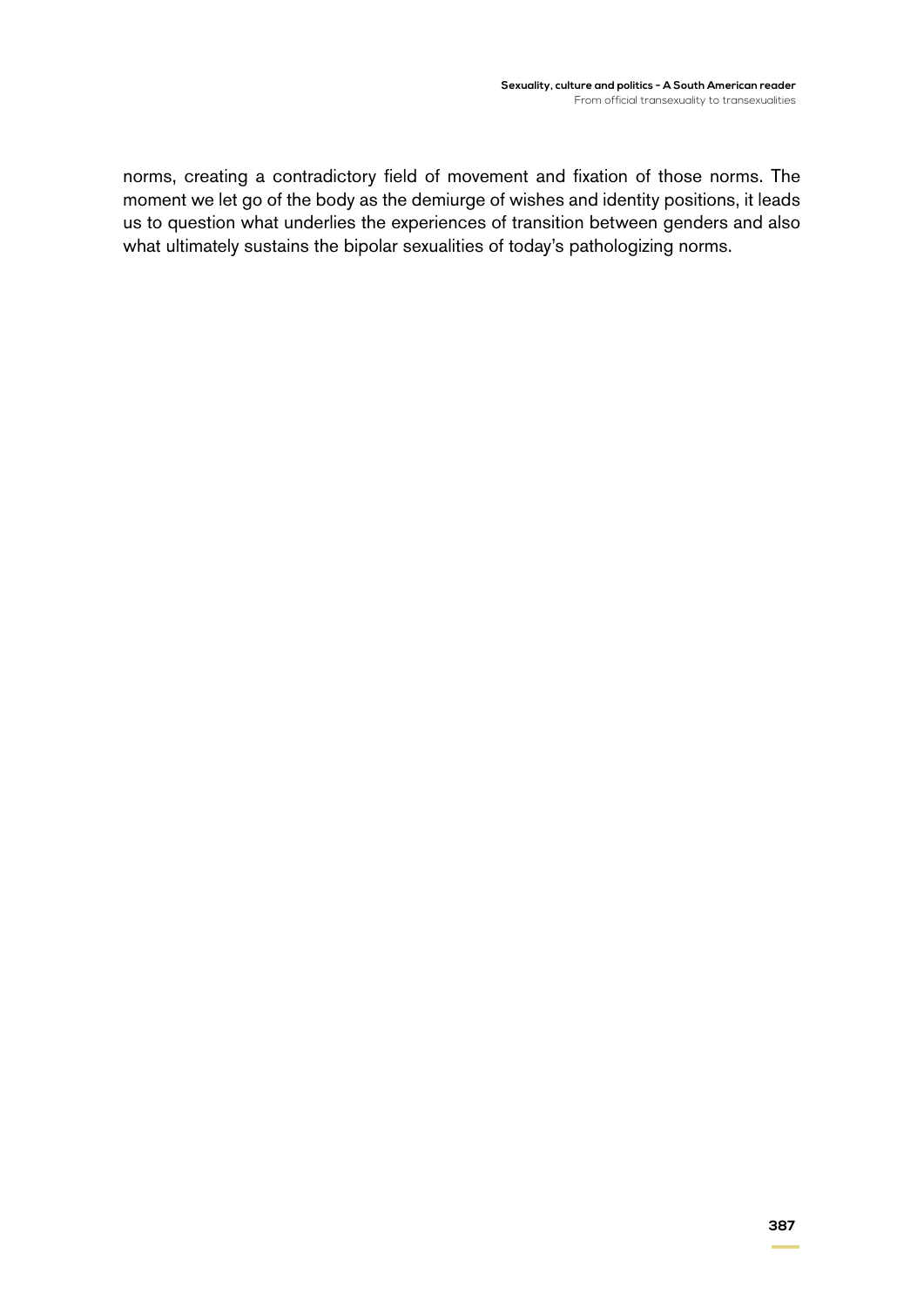norms, creating a contradictory field of movement and fixation of those norms. The moment we let go of the body as the demiurge of wishes and identity positions, it leads us to question what underlies the experiences of transition between genders and also what ultimately sustains the bipolar sexualities of today's pathologizing norms.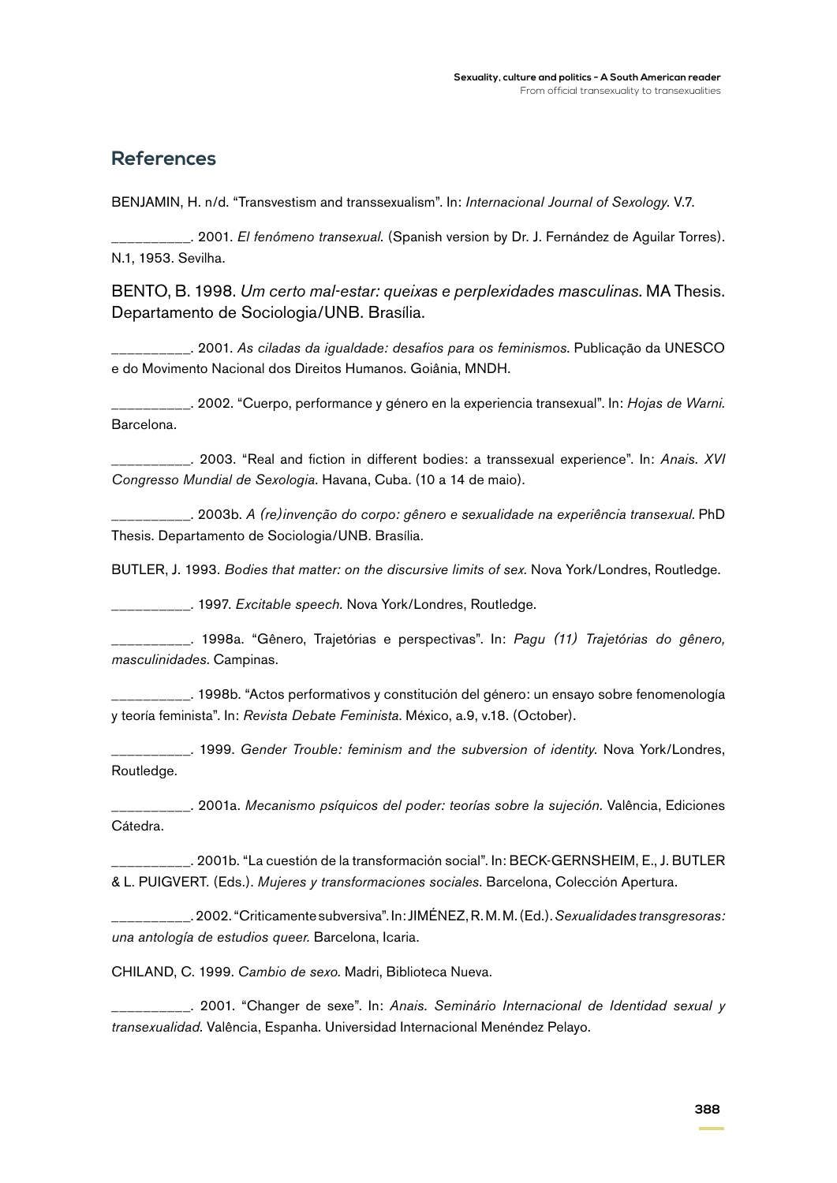## References

BENJAMIN, H. n/d. “Transvestism and transsexualism”. In: *Internacional Journal of Sexology.* V.7.

__________. 2001. *El fenómeno transexual.* (Spanish version by Dr. J. Fernández de Aguilar Torres). N.1, 1953. Sevilha.

BENTO, B. 1998. *Um certo mal-estar: queixas e perplexidades masculinas.* MA Thesis. Departamento de Sociologia/UNB. Brasília.

__________. 2001. *As ciladas da igualdade: desafios para os feminismos.* Publicação da UNESCO e do Movimento Nacional dos Direitos Humanos. Goiânia, MNDH.

__________. 2002. “Cuerpo, performance y género en la experiencia transexual”. In: *Hojas de Warni.* Barcelona.

__________. 2003. “Real and fiction in different bodies: a transsexual experience”. In: *Anais. XVI Congresso Mundial de Sexologia.* Havana, Cuba. (10 a 14 de maio).

__________. 2003b. *A (re)invenção do corpo: gênero e sexualidade na experiência transexual.* PhD Thesis. Departamento de Sociologia/UNB. Brasília.

BUTLER, J. 1993. *Bodies that matter: on the discursive limits of sex.* Nova York/Londres, Routledge.

__________. 1997. *Excitable speech.* Nova York/Londres, Routledge.

__________. 1998a. “Gênero, Trajetórias e perspectivas”. In: *Pagu (11) Trajetórias do gênero, masculinidades.* Campinas.

__________. 1998b. “Actos performativos y constitución del género: un ensayo sobre fenomenología y teoría feminista”. In: *Revista Debate Feminista.* México, a.9, v.18. (October).

__________. 1999. *Gender Trouble: feminism and the subversion of identity.* Nova York/Londres, Routledge.

__________. 2001a. *Mecanismo psíquicos del poder: teorías sobre la sujeción.* Valência, Ediciones Cátedra.

__________. 2001b. “La cuestión de la transformación social”. In: BECK-GERNSHEIM, E., J. BUTLER & L. PUIGVERT. (Eds.). *Mujeres y transformaciones sociales.* Barcelona, Colección Apertura.

__________. 2002. “Criticamente subversiva”. In: JIMÉNEZ, R. M. M. (Ed.). *Sexualidades transgresoras: una antología de estudios queer.* Barcelona, Icaria.

CHILAND, C. 1999. *Cambio de sexo.* Madri, Biblioteca Nueva.

__________. 2001. “Changer de sexe”. In: *Anais. Seminário Internacional de Identidad sexual y transexualidad.* Valência, Espanha. Universidad Internacional Menéndez Pelayo.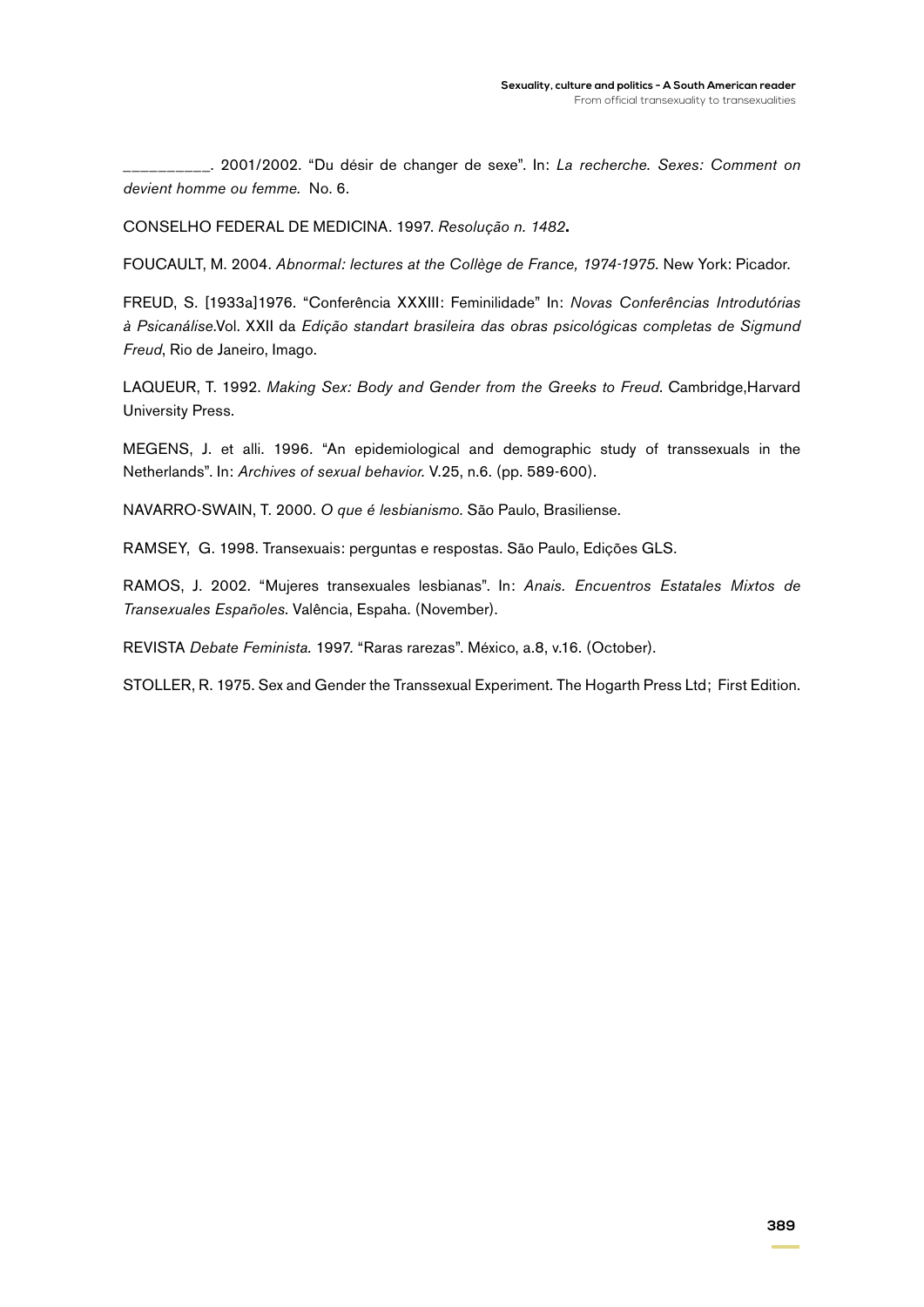__________. 2001/2002. “Du désir de changer de sexe”. In: *La recherche. Sexes: Comment on devient homme ou femme.* No. 6.

CONSELHO FEDERAL DE MEDICINA. 1997. *Resolução n. 1482***.**

FOUCAULT, M. 2004. *Abnormal: lectures at the Collège de France, 1974-1975*. New York: Picador.

FREUD, S. [1933a]1976. “Conferência XXXIII: Feminilidade” In: *Novas Conferências Introdutórias à Psicanálise*.Vol. XXII da *Edição standart brasileira das obras psicológicas completas de Sigmund Freud*, Rio de Janeiro, Imago.

LAQUEUR, T. 1992. *Making Sex: Body and Gender from the Greeks to Freud*. Cambridge,Harvard University Press.

MEGENS, J. et alli. 1996. “An epidemiological and demographic study of transsexuals in the Netherlands”. In: *Archives of sexual behavior.* V.25, n.6. (pp. 589-600).

NAVARRO-SWAIN, T. 2000. *O que é lesbianismo*. São Paulo, Brasiliense.

RAMSEY, G. 1998. Transexuais: perguntas e respostas. São Paulo, Edições GLS.

RAMOS, J. 2002. “Mujeres transexuales lesbianas”. In: *Anais. Encuentros Estatales Mixtos de Transexuales Españoles*. Valência, Espaha. (November).

REVISTA *Debate Feminista*. 1997. “Raras rarezas”. México, a.8, v.16. (October).

STOLLER, R. 1975. Sex and Gender the Transsexual Experiment. The Hogarth Press Ltd; First Edition.